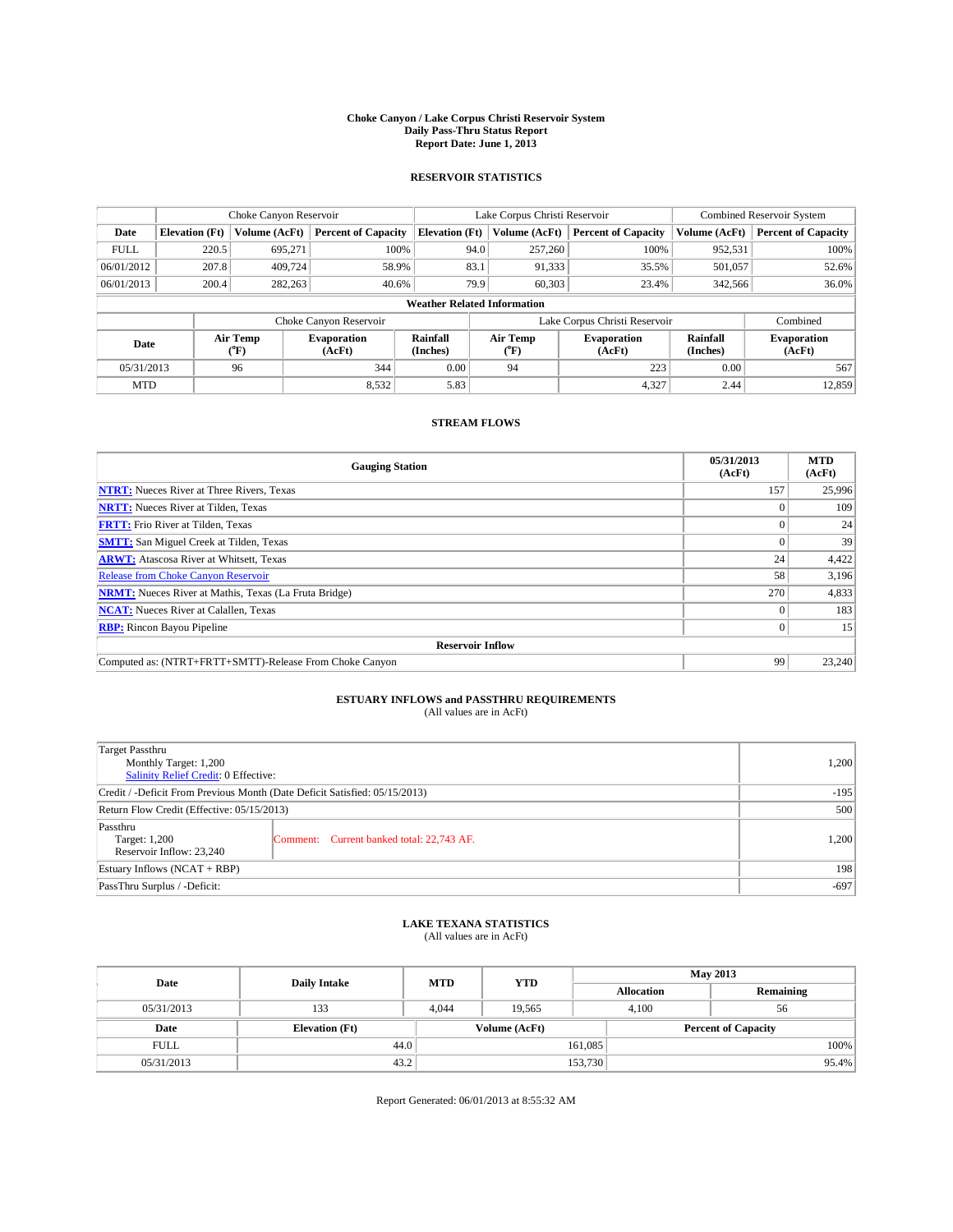**Choke Canyon / Lake Corpus Christi Reservoir System**
**Daily Pass-Thru Status Report**
**Report Date: June 1, 2013**

## RESERVOIR STATISTICS

| | Choke Canyon Reservoir | | | Lake Corpus Christi Reservoir | | | Combined Reservoir System | |
|---|---|---|---|---|---|---|---|---|
| Date | Elevation (Ft) | Volume (AcFt) | Percent of Capacity | Elevation (Ft) | Volume (AcFt) | Percent of Capacity | Volume (AcFt) | Percent of Capacity |
| FULL | 220.5 | 695,271 | 100% | 94.0 | 257,260 | 100% | 952,531 | 100% |
| 06/01/2012 | 207.8 | 409,724 | 58.9% | 83.1 | 91,333 | 35.5% | 501,057 | 52.6% |
| 06/01/2013 | 200.4 | 282,263 | 40.6% | 79.9 | 60,303 | 23.4% | 342,566 | 36.0% |

**Weather Related Information**

| | Choke Canyon Reservoir | | | Lake Corpus Christi Reservoir | | | Combined |
|---|---|---|---|---|---|---|---|
| Date | Air Temp (°F) | Evaporation (AcFt) | Rainfall (Inches) | Air Temp (°F) | Evaporation (AcFt) | Rainfall (Inches) | Evaporation (AcFt) |
| 05/31/2013 | 96 | 344 | 0.00 | 94 | 223 | 0.00 | 567 |
| MTD | | 8,532 | 5.83 | | 4,327 | 2.44 | 12,859 |

## STREAM FLOWS

| Gauging Station | 05/31/2013 (AcFt) | MTD (AcFt) |
|---|---|---|
| **NTRT:** Nueces River at Three Rivers, Texas | 157 | 25,996 |
| **NRTT:** Nueces River at Tilden, Texas | 0 | 109 |
| **FRTT:** Frio River at Tilden, Texas | 0 | 24 |
| **SMTT:** San Miguel Creek at Tilden, Texas | 0 | 39 |
| **ARWT:** Atascosa River at Whitsett, Texas | 24 | 4,422 |
| Release from Choke Canyon Reservoir | 58 | 3,196 |
| **NRMT:** Nueces River at Mathis, Texas (La Fruta Bridge) | 270 | 4,833 |
| **NCAT:** Nueces River at Calallen, Texas | 0 | 183 |
| **RBP:** Rincon Bayou Pipeline | 0 | 15 |
| **Reservoir Inflow** | | |
| Computed as: (NTRT+FRTT+SMTT)-Release From Choke Canyon | 99 | 23,240 |

## ESTUARY INFLOWS and PASSTHRU REQUIREMENTS

(All values are in AcFt)

| | | |
|---|---|---|
| Target Passthru<br>Monthly Target: 1,200<br>Salinity Relief Credit: 0 Effective: | | 1,200 |
| Credit / -Deficit From Previous Month (Date Deficit Satisfied: 05/15/2013) | | -195 |
| Return Flow Credit (Effective: 05/15/2013) | | 500 |
| Passthru<br>Target: 1,200<br>Reservoir Inflow: 23,240 | Comment: Current banked total: 22,743 AF. | 1,200 |
| Estuary Inflows (NCAT + RBP) | | 198 |
| PassThru Surplus / -Deficit: | | -697 |

## LAKE TEXANA STATISTICS

(All values are in AcFt)

| Date | Daily Intake | MTD | YTD | May 2013 Allocation | May 2013 Remaining |
|---|---|---|---|---|---|
| 05/31/2013 | 133 | 4,044 | 19,565 | 4,100 | 56 |

| Date | Elevation (Ft) | Volume (AcFt) | Percent of Capacity |
|---|---|---|---|
| FULL | 44.0 | 161,085 | 100% |
| 05/31/2013 | 43.2 | 153,730 | 95.4% |

Report Generated: 06/01/2013 at 8:55:32 AM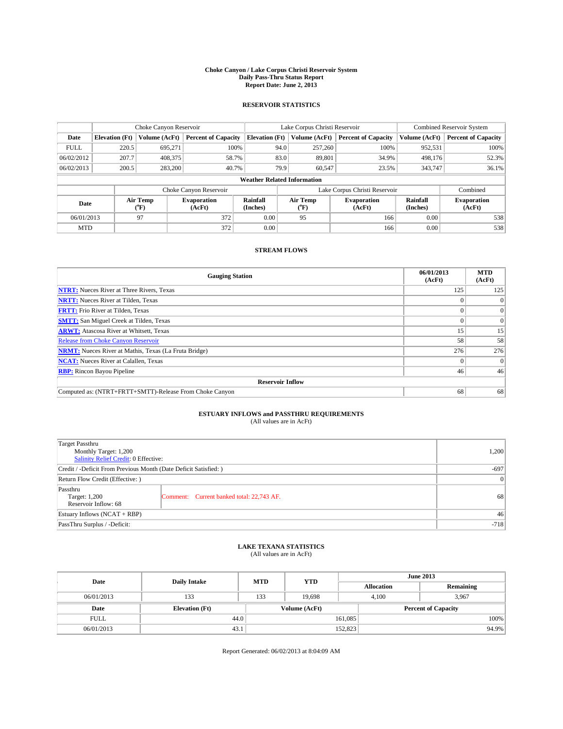# Choke Canyon / Lake Corpus Christi Reservoir System
## Daily Pass-Thru Status Report
## Report Date: June 2, 2013

### RESERVOIR STATISTICS

| | Choke Canyon Reservoir | | | Lake Corpus Christi Reservoir | | | Combined Reservoir System | |
|---|---|---|---|---|---|---|---|---|
| Date | Elevation (Ft) | Volume (AcFt) | Percent of Capacity | Elevation (Ft) | Volume (AcFt) | Percent of Capacity | Volume (AcFt) | Percent of Capacity |
| FULL | 220.5 | 695,271 | 100% | 94.0 | 257,260 | 100% | 952,531 | 100% |
| 06/02/2012 | 207.7 | 408,375 | 58.7% | 83.0 | 89,801 | 34.9% | 498,176 | 52.3% |
| 06/02/2013 | 200.5 | 283,200 | 40.7% | 79.9 | 60,547 | 23.5% | 343,747 | 36.1% |

**Weather Related Information**

| | Choke Canyon Reservoir | | | Lake Corpus Christi Reservoir | | | Combined |
|---|---|---|---|---|---|---|---|
| Date | Air Temp (°F) | Evaporation (AcFt) | Rainfall (Inches) | Air Temp (°F) | Evaporation (AcFt) | Rainfall (Inches) | Evaporation (AcFt) |
| 06/01/2013 | 97 | 372 | 0.00 | 95 | 166 | 0.00 | 538 |
| MTD | | 372 | 0.00 | | 166 | 0.00 | 538 |

### STREAM FLOWS

| Gauging Station | 06/01/2013 (AcFt) | MTD (AcFt) |
|---|---|---|
| NTRT: Nueces River at Three Rivers, Texas | 125 | 125 |
| NRTT: Nueces River at Tilden, Texas | 0 | 0 |
| FRTT: Frio River at Tilden, Texas | 0 | 0 |
| SMTT: San Miguel Creek at Tilden, Texas | 0 | 0 |
| ARWT: Atascosa River at Whitsett, Texas | 15 | 15 |
| Release from Choke Canyon Reservoir | 58 | 58 |
| NRMT: Nueces River at Mathis, Texas (La Fruta Bridge) | 276 | 276 |
| NCAT: Nueces River at Calallen, Texas | 0 | 0 |
| RBP: Rincon Bayou Pipeline | 46 | 46 |
| **Reservoir Inflow** | | |
| Computed as: (NTRT+FRTT+SMTT)-Release From Choke Canyon | 68 | 68 |

### ESTUARY INFLOWS and PASSTHRU REQUIREMENTS
(All values are in AcFt)

| | | |
|---|---|---|
| Target Passthru<br>Monthly Target: 1,200<br>Salinity Relief Credit: 0 Effective: | | 1,200 |
| Credit / -Deficit From Previous Month (Date Deficit Satisfied: ) | | -697 |
| Return Flow Credit (Effective: ) | | 0 |
| Passthru<br>Target: 1,200<br>Reservoir Inflow: 68 | Comment: Current banked total: 22,743 AF. | 68 |
| Estuary Inflows (NCAT + RBP) | | 46 |
| PassThru Surplus / -Deficit: | | -718 |

### LAKE TEXANA STATISTICS
(All values are in AcFt)

| Date | Daily Intake | MTD | YTD | June 2013 | |
|---|---|---|---|---|---|
| | | | | Allocation | Remaining |
| 06/01/2013 | 133 | 133 | 19,698 | 4,100 | 3,967 |

| Date | Elevation (Ft) | Volume (AcFt) | Percent of Capacity |
|---|---|---|---|
| FULL | 44.0 | 161,085 | 100% |
| 06/01/2013 | 43.1 | 152,823 | 94.9% |

Report Generated: 06/02/2013 at 8:04:09 AM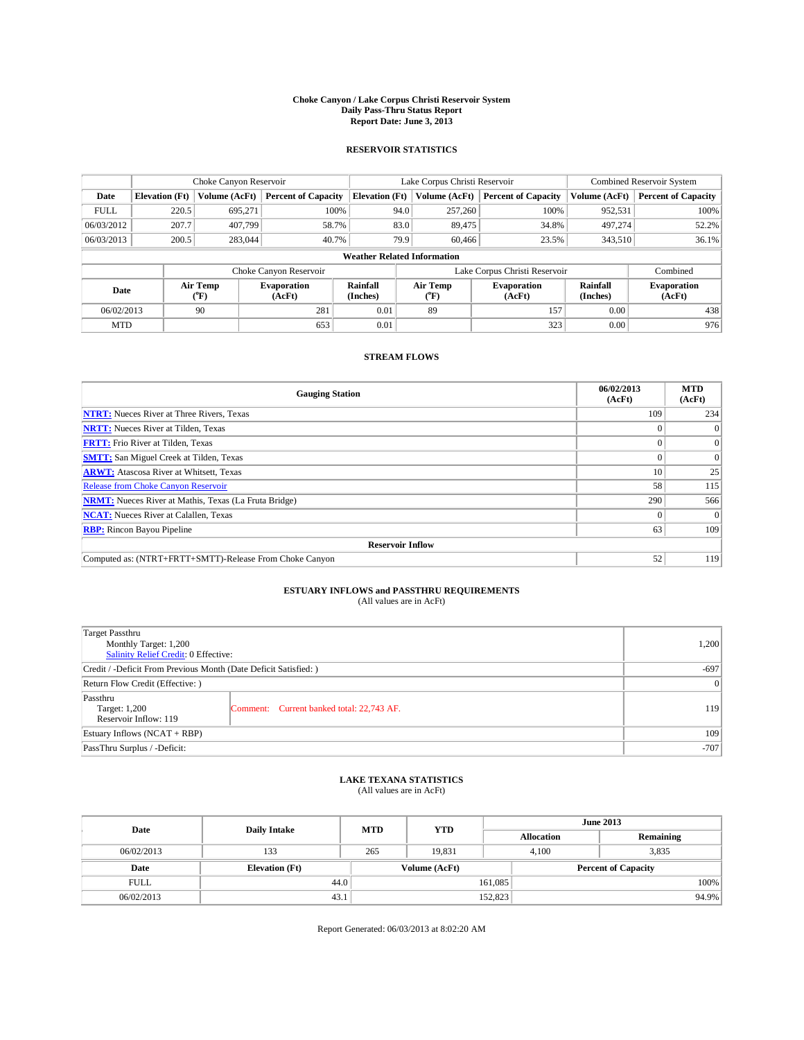# Choke Canyon / Lake Corpus Christi Reservoir System
## Daily Pass-Thru Status Report
## Report Date: June 3, 2013

### RESERVOIR STATISTICS

| | Choke Canyon Reservoir | | | Lake Corpus Christi Reservoir | | | Combined Reservoir System | |
|---|---|---|---|---|---|---|---|---|
| Date | Elevation (Ft) | Volume (AcFt) | Percent of Capacity | Elevation (Ft) | Volume (AcFt) | Percent of Capacity | Volume (AcFt) | Percent of Capacity |
| FULL | 220.5 | 695,271 | 100% | 94.0 | 257,260 | 100% | 952,531 | 100% |
| 06/03/2012 | 207.7 | 407,799 | 58.7% | 83.0 | 89,475 | 34.8% | 497,274 | 52.2% |
| 06/03/2013 | 200.5 | 283,044 | 40.7% | 79.9 | 60,466 | 23.5% | 343,510 | 36.1% |

**Weather Related Information**

| | Choke Canyon Reservoir | | | Lake Corpus Christi Reservoir | | | Combined |
|---|---|---|---|---|---|---|---|
| Date | Air Temp (°F) | Evaporation (AcFt) | Rainfall (Inches) | Air Temp (°F) | Evaporation (AcFt) | Rainfall (Inches) | Evaporation (AcFt) |
| 06/02/2013 | 90 | 281 | 0.01 | 89 | 157 | 0.00 | 438 |
| MTD | | 653 | 0.01 | | 323 | 0.00 | 976 |

### STREAM FLOWS

| Gauging Station | 06/02/2013 (AcFt) | MTD (AcFt) |
|---|---|---|
| NTRT: Nueces River at Three Rivers, Texas | 109 | 234 |
| NRTT: Nueces River at Tilden, Texas | 0 | 0 |
| FRTT: Frio River at Tilden, Texas | 0 | 0 |
| SMTT: San Miguel Creek at Tilden, Texas | 0 | 0 |
| ARWT: Atascosa River at Whitsett, Texas | 10 | 25 |
| Release from Choke Canyon Reservoir | 58 | 115 |
| NRMT: Nueces River at Mathis, Texas (La Fruta Bridge) | 290 | 566 |
| NCAT: Nueces River at Calallen, Texas | 0 | 0 |
| RBP: Rincon Bayou Pipeline | 63 | 109 |
| **Reservoir Inflow** | | |
| Computed as: (NTRT+FRTT+SMTT)-Release From Choke Canyon | 52 | 119 |

### ESTUARY INFLOWS and PASSTHRU REQUIREMENTS
(All values are in AcFt)

| | | |
|---|---|---|
| Target Passthru<br>Monthly Target: 1,200<br>Salinity Relief Credit: 0 Effective: | | 1,200 |
| Credit / -Deficit From Previous Month (Date Deficit Satisfied: ) | | -697 |
| Return Flow Credit (Effective: ) | | 0 |
| Passthru<br>Target: 1,200<br>Reservoir Inflow: 119 | Comment: Current banked total: 22,743 AF. | 119 |
| Estuary Inflows (NCAT + RBP) | | 109 |
| PassThru Surplus / -Deficit: | | -707 |

### LAKE TEXANA STATISTICS
(All values are in AcFt)

| Date | Daily Intake | MTD | YTD | June 2013 Allocation | June 2013 Remaining |
|---|---|---|---|---|---|
| 06/02/2013 | 133 | 265 | 19,831 | 4,100 | 3,835 |

| Date | Elevation (Ft) | Volume (AcFt) | Percent of Capacity |
|---|---|---|---|
| FULL | 44.0 | 161,085 | 100% |
| 06/02/2013 | 43.1 | 152,823 | 94.9% |

Report Generated: 06/03/2013 at 8:02:20 AM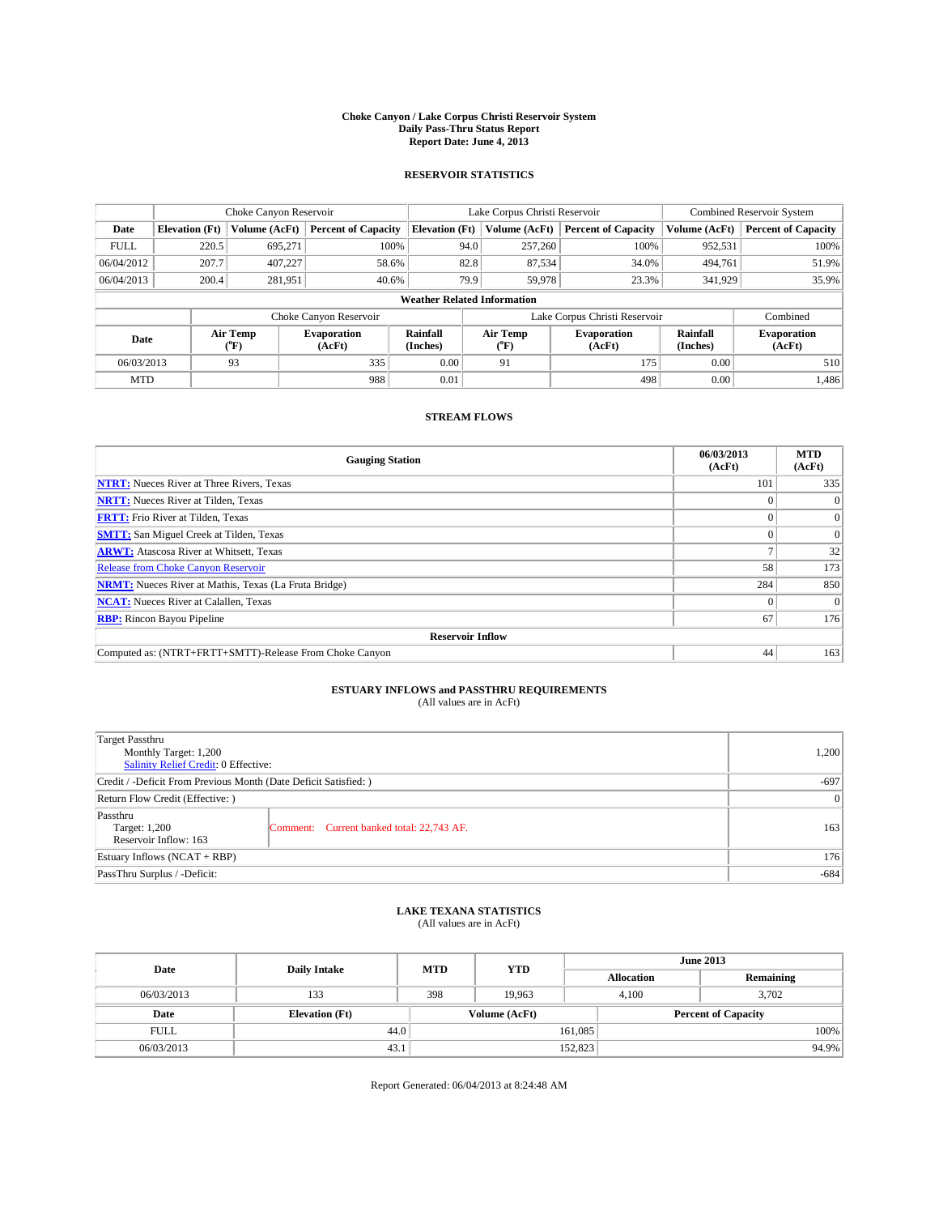**Choke Canyon / Lake Corpus Christi Reservoir System**
**Daily Pass-Thru Status Report**
**Report Date: June 4, 2013**

## RESERVOIR STATISTICS

| | Choke Canyon Reservoir | | | Lake Corpus Christi Reservoir | | | Combined Reservoir System | |
|---|---|---|---|---|---|---|---|---|
| **Date** | **Elevation (Ft)** | **Volume (AcFt)** | **Percent of Capacity** | **Elevation (Ft)** | **Volume (AcFt)** | **Percent of Capacity** | **Volume (AcFt)** | **Percent of Capacity** |
| FULL | 220.5 | 695,271 | 100% | 94.0 | 257,260 | 100% | 952,531 | 100% |
| 06/04/2012 | 207.7 | 407,227 | 58.6% | 82.8 | 87,534 | 34.0% | 494,761 | 51.9% |
| 06/04/2013 | 200.4 | 281,951 | 40.6% | 79.9 | 59,978 | 23.3% | 341,929 | 35.9% |

**Weather Related Information**

| | Choke Canyon Reservoir | | | Lake Corpus Christi Reservoir | | | Combined |
|---|---|---|---|---|---|---|---|
| **Date** | **Air Temp (°F)** | **Evaporation (AcFt)** | **Rainfall (Inches)** | **Air Temp (°F)** | **Evaporation (AcFt)** | **Rainfall (Inches)** | **Evaporation (AcFt)** |
| 06/03/2013 | 93 | 335 | 0.00 | 91 | 175 | 0.00 | 510 |
| MTD | | 988 | 0.01 | | 498 | 0.00 | 1,486 |

## STREAM FLOWS

| Gauging Station | 06/03/2013 (AcFt) | MTD (AcFt) |
|---|---|---|
| **NTRT:** Nueces River at Three Rivers, Texas | 101 | 335 |
| **NRTT:** Nueces River at Tilden, Texas | 0 | 0 |
| **FRTT:** Frio River at Tilden, Texas | 0 | 0 |
| **SMTT:** San Miguel Creek at Tilden, Texas | 0 | 0 |
| **ARWT:** Atascosa River at Whitsett, Texas | 7 | 32 |
| Release from Choke Canyon Reservoir | 58 | 173 |
| **NRMT:** Nueces River at Mathis, Texas (La Fruta Bridge) | 284 | 850 |
| **NCAT:** Nueces River at Calallen, Texas | 0 | 0 |
| **RBP:** Rincon Bayou Pipeline | 67 | 176 |
| **Reservoir Inflow** | | |
| Computed as: (NTRT+FRTT+SMTT)-Release From Choke Canyon | 44 | 163 |

## ESTUARY INFLOWS and PASSTHRU REQUIREMENTS

(All values are in AcFt)

| | | |
|---|---|---|
| Target Passthru<br>Monthly Target: 1,200<br>Salinity Relief Credit: 0 Effective: | | 1,200 |
| Credit / -Deficit From Previous Month (Date Deficit Satisfied: ) | | -697 |
| Return Flow Credit (Effective: ) | | 0 |
| Passthru<br>Target: 1,200<br>Reservoir Inflow: 163 | Comment: Current banked total: 22,743 AF. | 163 |
| Estuary Inflows (NCAT + RBP) | | 176 |
| PassThru Surplus / -Deficit: | | -684 |

## LAKE TEXANA STATISTICS

(All values are in AcFt)

| Date | Daily Intake | MTD | YTD | June 2013 Allocation | June 2013 Remaining |
|---|---|---|---|---|---|
| 06/03/2013 | 133 | 398 | 19,963 | 4,100 | 3,702 |

| Date | Elevation (Ft) | Volume (AcFt) | Percent of Capacity |
|---|---|---|---|
| FULL | 44.0 | 161,085 | 100% |
| 06/03/2013 | 43.1 | 152,823 | 94.9% |

Report Generated: 06/04/2013 at 8:24:48 AM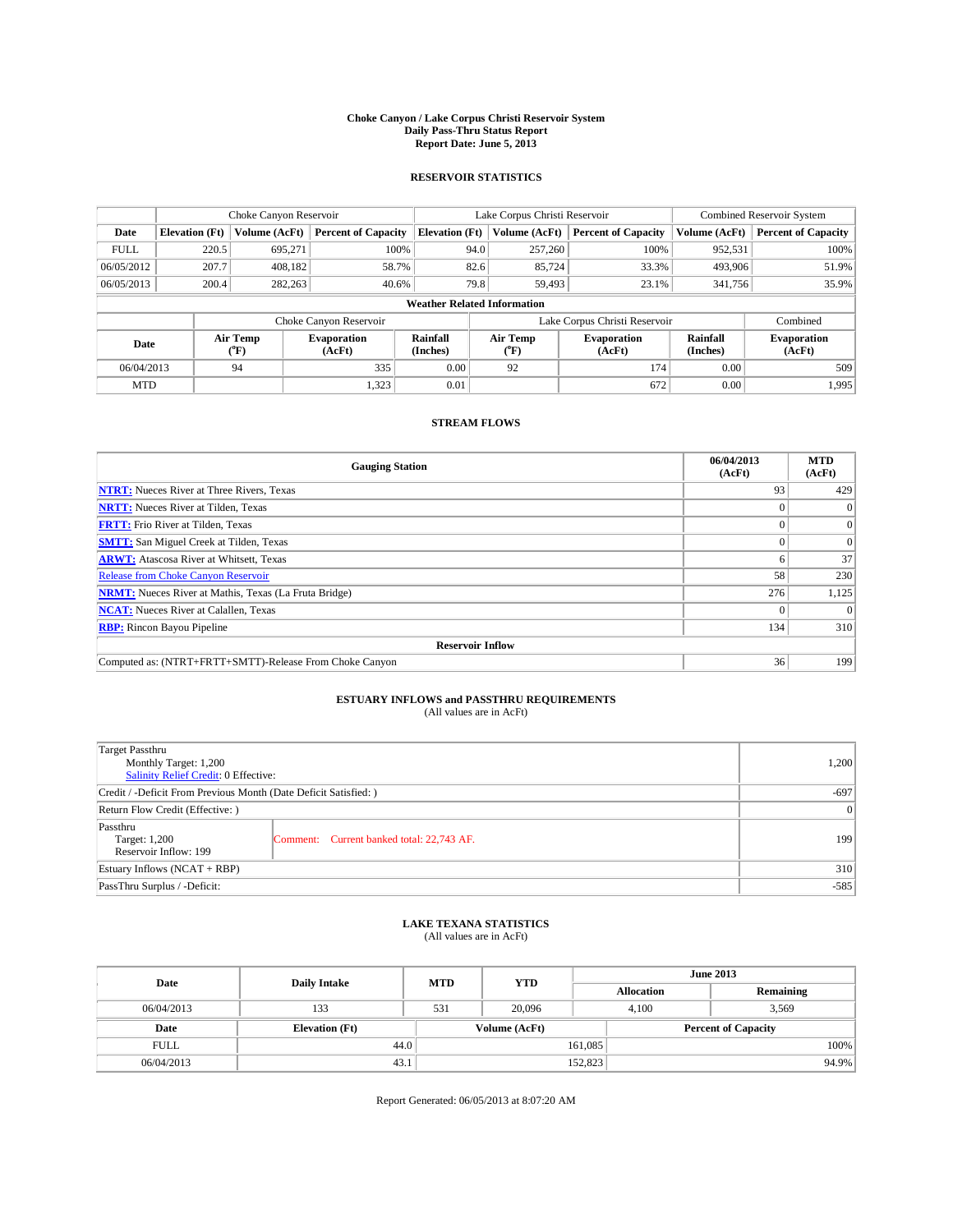# Choke Canyon / Lake Corpus Christi Reservoir System
## Daily Pass-Thru Status Report
### Report Date: June 5, 2013

## RESERVOIR STATISTICS

| | Choke Canyon Reservoir | | | Lake Corpus Christi Reservoir | | | Combined Reservoir System | |
|---|---|---|---|---|---|---|---|---|
| Date | Elevation (Ft) | Volume (AcFt) | Percent of Capacity | Elevation (Ft) | Volume (AcFt) | Percent of Capacity | Volume (AcFt) | Percent of Capacity |
| FULL | 220.5 | 695,271 | 100% | 94.0 | 257,260 | 100% | 952,531 | 100% |
| 06/05/2012 | 207.7 | 408,182 | 58.7% | 82.6 | 85,724 | 33.3% | 493,906 | 51.9% |
| 06/05/2013 | 200.4 | 282,263 | 40.6% | 79.8 | 59,493 | 23.1% | 341,756 | 35.9% |

**Weather Related Information**

| | Choke Canyon Reservoir | | | Lake Corpus Christi Reservoir | | | Combined |
|---|---|---|---|---|---|---|---|
| Date | Air Temp (°F) | Evaporation (AcFt) | Rainfall (Inches) | Air Temp (°F) | Evaporation (AcFt) | Rainfall (Inches) | Evaporation (AcFt) |
| 06/04/2013 | 94 | 335 | 0.00 | 92 | 174 | 0.00 | 509 |
| MTD | | 1,323 | 0.01 | | 672 | 0.00 | 1,995 |

## STREAM FLOWS

| Gauging Station | 06/04/2013 (AcFt) | MTD (AcFt) |
|---|---|---|
| **NTRT:** Nueces River at Three Rivers, Texas | 93 | 429 |
| **NRTT:** Nueces River at Tilden, Texas | 0 | 0 |
| **FRTT:** Frio River at Tilden, Texas | 0 | 0 |
| **SMTT:** San Miguel Creek at Tilden, Texas | 0 | 0 |
| **ARWT:** Atascosa River at Whitsett, Texas | 6 | 37 |
| Release from Choke Canyon Reservoir | 58 | 230 |
| **NRMT:** Nueces River at Mathis, Texas (La Fruta Bridge) | 276 | 1,125 |
| **NCAT:** Nueces River at Calallen, Texas | 0 | 0 |
| **RBP:** Rincon Bayou Pipeline | 134 | 310 |
| **Reservoir Inflow** | | |
| Computed as: (NTRT+FRTT+SMTT)-Release From Choke Canyon | 36 | 199 |

## ESTUARY INFLOWS and PASSTHRU REQUIREMENTS
(All values are in AcFt)

| | | |
|---|---|---|
| Target Passthru<br>Monthly Target: 1,200<br>Salinity Relief Credit: 0 Effective: | | 1,200 |
| Credit / -Deficit From Previous Month (Date Deficit Satisfied: ) | | -697 |
| Return Flow Credit (Effective: ) | | 0 |
| Passthru<br>Target: 1,200<br>Reservoir Inflow: 199 | Comment: Current banked total: 22,743 AF. | 199 |
| Estuary Inflows (NCAT + RBP) | | 310 |
| PassThru Surplus / -Deficit: | | -585 |

## LAKE TEXANA STATISTICS
(All values are in AcFt)

| Date | Daily Intake | MTD | YTD | June 2013 Allocation | June 2013 Remaining |
|---|---|---|---|---|---|
| 06/04/2013 | 133 | 531 | 20,096 | 4,100 | 3,569 |

| Date | Elevation (Ft) | Volume (AcFt) | Percent of Capacity |
|---|---|---|---|
| FULL | 44.0 | 161,085 | 100% |
| 06/04/2013 | 43.1 | 152,823 | 94.9% |

Report Generated: 06/05/2013 at 8:07:20 AM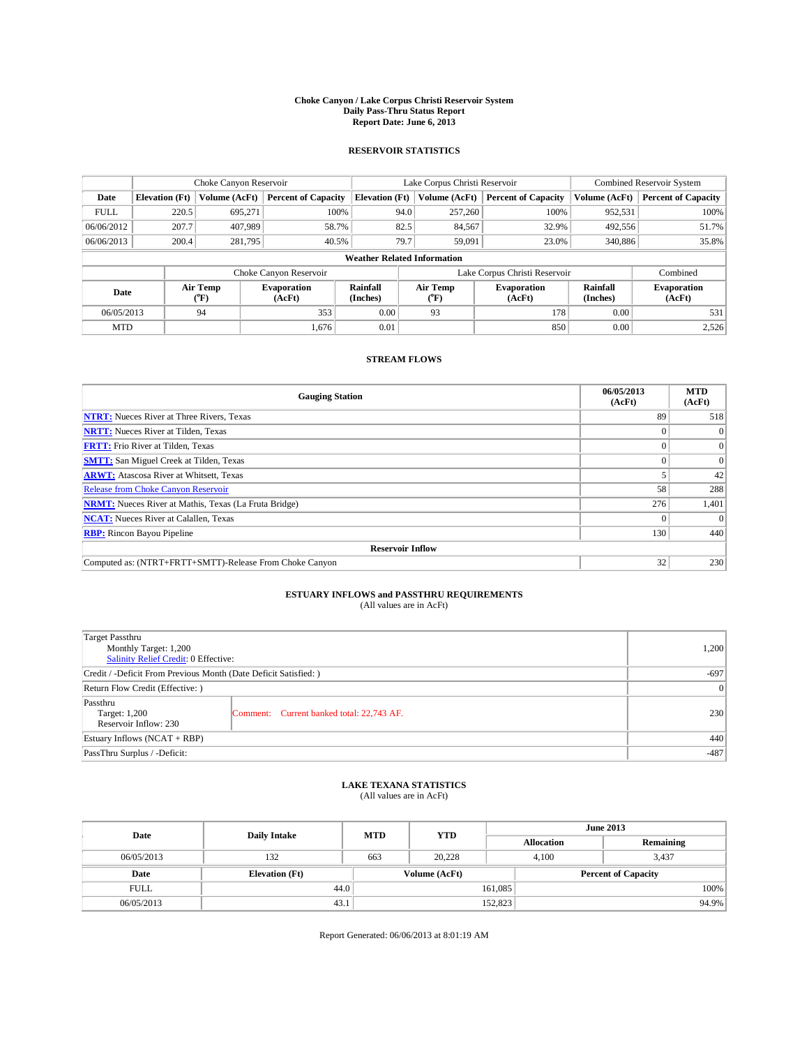# Choke Canyon / Lake Corpus Christi Reservoir System
## Daily Pass-Thru Status Report
## Report Date: June 6, 2013

### RESERVOIR STATISTICS

| | Choke Canyon Reservoir | | | Lake Corpus Christi Reservoir | | | Combined Reservoir System | |
|---|---|---|---|---|---|---|---|---|
| Date | Elevation (Ft) | Volume (AcFt) | Percent of Capacity | Elevation (Ft) | Volume (AcFt) | Percent of Capacity | Volume (AcFt) | Percent of Capacity |
| FULL | 220.5 | 695,271 | 100% | 94.0 | 257,260 | 100% | 952,531 | 100% |
| 06/06/2012 | 207.7 | 407,989 | 58.7% | 82.5 | 84,567 | 32.9% | 492,556 | 51.7% |
| 06/06/2013 | 200.4 | 281,795 | 40.5% | 79.7 | 59,091 | 23.0% | 340,886 | 35.8% |

**Weather Related Information**

| | Choke Canyon Reservoir | | | Lake Corpus Christi Reservoir | | | Combined |
|---|---|---|---|---|---|---|---|
| Date | Air Temp (°F) | Evaporation (AcFt) | Rainfall (Inches) | Air Temp (°F) | Evaporation (AcFt) | Rainfall (Inches) | Evaporation (AcFt) |
| 06/05/2013 | 94 | 353 | 0.00 | 93 | 178 | 0.00 | 531 |
| MTD | | 1,676 | 0.01 | | 850 | 0.00 | 2,526 |

### STREAM FLOWS

| Gauging Station | 06/05/2013 (AcFt) | MTD (AcFt) |
|---|---|---|
| NTRT: Nueces River at Three Rivers, Texas | 89 | 518 |
| NRTT: Nueces River at Tilden, Texas | 0 | 0 |
| FRTT: Frio River at Tilden, Texas | 0 | 0 |
| SMTT: San Miguel Creek at Tilden, Texas | 0 | 0 |
| ARWT: Atascosa River at Whitsett, Texas | 5 | 42 |
| Release from Choke Canyon Reservoir | 58 | 288 |
| NRMT: Nueces River at Mathis, Texas (La Fruta Bridge) | 276 | 1,401 |
| NCAT: Nueces River at Calallen, Texas | 0 | 0 |
| RBP: Rincon Bayou Pipeline | 130 | 440 |
| **Reservoir Inflow** | | |
| Computed as: (NTRT+FRTT+SMTT)-Release From Choke Canyon | 32 | 230 |

### ESTUARY INFLOWS and PASSTHRU REQUIREMENTS
(All values are in AcFt)

| | | |
|---|---|---|
| Target Passthru<br>Monthly Target: 1,200<br>Salinity Relief Credit: 0 Effective: | | 1,200 |
| Credit / -Deficit From Previous Month (Date Deficit Satisfied: ) | | -697 |
| Return Flow Credit (Effective: ) | | 0 |
| Passthru<br>Target: 1,200<br>Reservoir Inflow: 230 | Comment: Current banked total: 22,743 AF. | 230 |
| Estuary Inflows (NCAT + RBP) | | 440 |
| PassThru Surplus / -Deficit: | | -487 |

### LAKE TEXANA STATISTICS
(All values are in AcFt)

| Date | Daily Intake | MTD | YTD | June 2013 Allocation | June 2013 Remaining |
|---|---|---|---|---|---|
| 06/05/2013 | 132 | 663 | 20,228 | 4,100 | 3,437 |

| Date | Elevation (Ft) | Volume (AcFt) | Percent of Capacity |
|---|---|---|---|
| FULL | 44.0 | 161,085 | 100% |
| 06/05/2013 | 43.1 | 152,823 | 94.9% |

Report Generated: 06/06/2013 at 8:01:19 AM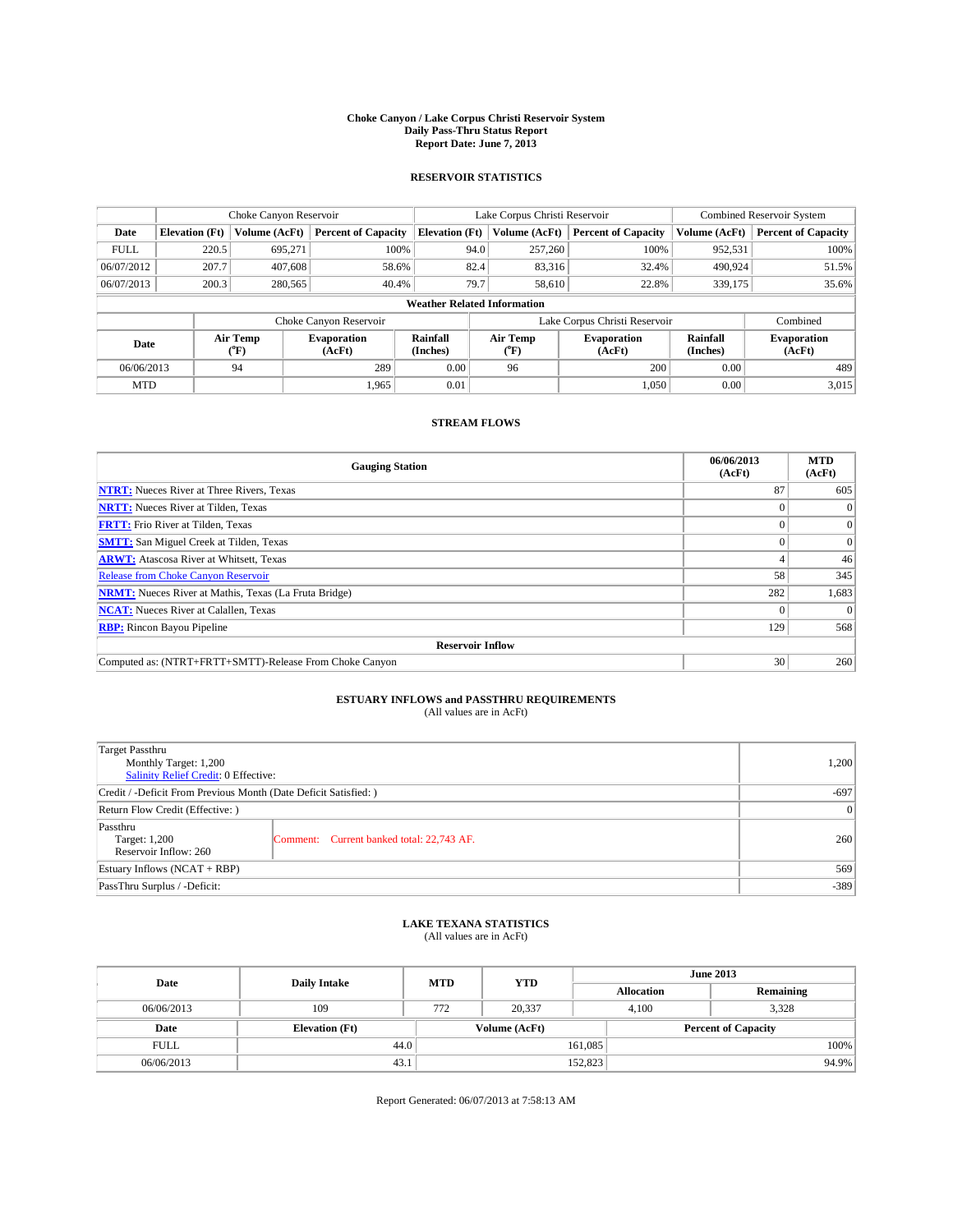# Choke Canyon / Lake Corpus Christi Reservoir System
## Daily Pass-Thru Status Report
## Report Date: June 7, 2013

### RESERVOIR STATISTICS

| | Choke Canyon Reservoir | | | Lake Corpus Christi Reservoir | | | Combined Reservoir System | |
|---|---|---|---|---|---|---|---|---|
| Date | Elevation (Ft) | Volume (AcFt) | Percent of Capacity | Elevation (Ft) | Volume (AcFt) | Percent of Capacity | Volume (AcFt) | Percent of Capacity |
| FULL | 220.5 | 695,271 | 100% | 94.0 | 257,260 | 100% | 952,531 | 100% |
| 06/07/2012 | 207.7 | 407,608 | 58.6% | 82.4 | 83,316 | 32.4% | 490,924 | 51.5% |
| 06/07/2013 | 200.3 | 280,565 | 40.4% | 79.7 | 58,610 | 22.8% | 339,175 | 35.6% |

**Weather Related Information**

| | Choke Canyon Reservoir | | | Lake Corpus Christi Reservoir | | | Combined |
|---|---|---|---|---|---|---|---|
| Date | Air Temp (°F) | Evaporation (AcFt) | Rainfall (Inches) | Air Temp (°F) | Evaporation (AcFt) | Rainfall (Inches) | Evaporation (AcFt) |
| 06/06/2013 | 94 | 289 | 0.00 | 96 | 200 | 0.00 | 489 |
| MTD | | 1,965 | 0.01 | | 1,050 | 0.00 | 3,015 |

### STREAM FLOWS

| Gauging Station | 06/06/2013 (AcFt) | MTD (AcFt) |
|---|---|---|
| **NTRT:** Nueces River at Three Rivers, Texas | 87 | 605 |
| **NRTT:** Nueces River at Tilden, Texas | 0 | 0 |
| **FRTT:** Frio River at Tilden, Texas | 0 | 0 |
| **SMTT:** San Miguel Creek at Tilden, Texas | 0 | 0 |
| **ARWT:** Atascosa River at Whitsett, Texas | 4 | 46 |
| Release from Choke Canyon Reservoir | 58 | 345 |
| **NRMT:** Nueces River at Mathis, Texas (La Fruta Bridge) | 282 | 1,683 |
| **NCAT:** Nueces River at Calallen, Texas | 0 | 0 |
| **RBP:** Rincon Bayou Pipeline | 129 | 568 |
| **Reservoir Inflow** | | |
| Computed as: (NTRT+FRTT+SMTT)-Release From Choke Canyon | 30 | 260 |

### ESTUARY INFLOWS and PASSTHRU REQUIREMENTS
(All values are in AcFt)

| | | |
|---|---|---|
| Target Passthru<br>Monthly Target: 1,200<br>Salinity Relief Credit: 0 Effective: | | 1,200 |
| Credit / -Deficit From Previous Month (Date Deficit Satisfied: ) | | -697 |
| Return Flow Credit (Effective: ) | | 0 |
| Passthru<br>Target: 1,200<br>Reservoir Inflow: 260 | Comment: Current banked total: 22,743 AF. | 260 |
| Estuary Inflows (NCAT + RBP) | | 569 |
| PassThru Surplus / -Deficit: | | -389 |

### LAKE TEXANA STATISTICS
(All values are in AcFt)

| Date | Daily Intake | MTD | YTD | June 2013 Allocation | June 2013 Remaining |
|---|---|---|---|---|---|
| 06/06/2013 | 109 | 772 | 20,337 | 4,100 | 3,328 |

| Date | Elevation (Ft) | Volume (AcFt) | Percent of Capacity |
|---|---|---|---|
| FULL | 44.0 | 161,085 | 100% |
| 06/06/2013 | 43.1 | 152,823 | 94.9% |

Report Generated: 06/07/2013 at 7:58:13 AM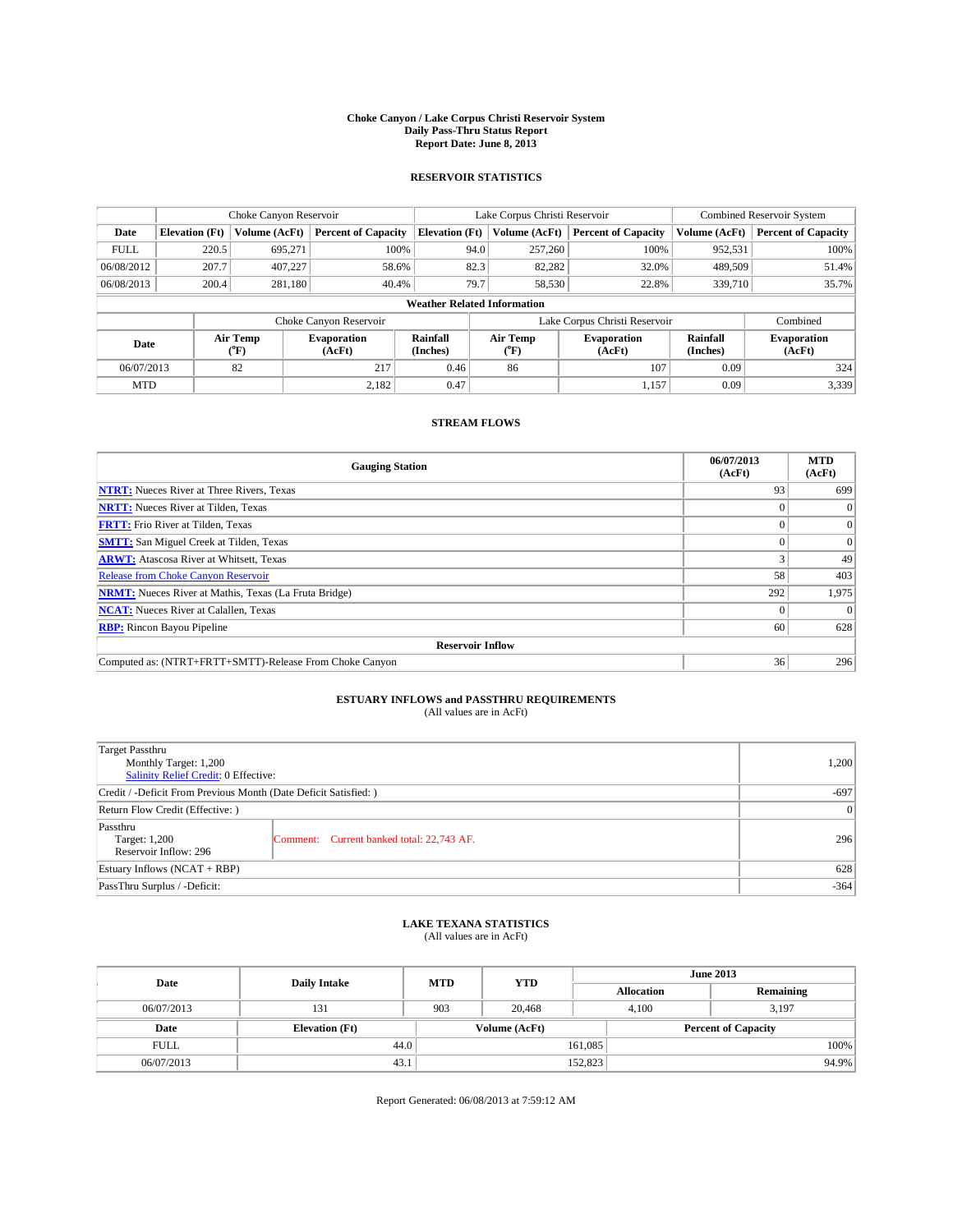**Choke Canyon / Lake Corpus Christi Reservoir System**
**Daily Pass-Thru Status Report**
**Report Date: June 8, 2013**

## RESERVOIR STATISTICS

| | Choke Canyon Reservoir | | | Lake Corpus Christi Reservoir | | | Combined Reservoir System | |
|---|---|---|---|---|---|---|---|---|
| **Date** | **Elevation (Ft)** | **Volume (AcFt)** | **Percent of Capacity** | **Elevation (Ft)** | **Volume (AcFt)** | **Percent of Capacity** | **Volume (AcFt)** | **Percent of Capacity** |
| FULL | 220.5 | 695,271 | 100% | 94.0 | 257,260 | 100% | 952,531 | 100% |
| 06/08/2012 | 207.7 | 407,227 | 58.6% | 82.3 | 82,282 | 32.0% | 489,509 | 51.4% |
| 06/08/2013 | 200.4 | 281,180 | 40.4% | 79.7 | 58,530 | 22.8% | 339,710 | 35.7% |

**Weather Related Information**

| | Choke Canyon Reservoir | | | Lake Corpus Christi Reservoir | | | Combined |
|---|---|---|---|---|---|---|---|
| **Date** | **Air Temp (ºF)** | **Evaporation (AcFt)** | **Rainfall (Inches)** | **Air Temp (ºF)** | **Evaporation (AcFt)** | **Rainfall (Inches)** | **Evaporation (AcFt)** |
| 06/07/2013 | 82 | 217 | 0.46 | 86 | 107 | 0.09 | 324 |
| MTD | | 2,182 | 0.47 | | 1,157 | 0.09 | 3,339 |

## STREAM FLOWS

| Gauging Station | 06/07/2013 (AcFt) | MTD (AcFt) |
|---|---|---|
| **NTRT:** Nueces River at Three Rivers, Texas | 93 | 699 |
| **NRTT:** Nueces River at Tilden, Texas | 0 | 0 |
| **FRTT:** Frio River at Tilden, Texas | 0 | 0 |
| **SMTT:** San Miguel Creek at Tilden, Texas | 0 | 0 |
| **ARWT:** Atascosa River at Whitsett, Texas | 3 | 49 |
| Release from Choke Canyon Reservoir | 58 | 403 |
| **NRMT:** Nueces River at Mathis, Texas (La Fruta Bridge) | 292 | 1,975 |
| **NCAT:** Nueces River at Calallen, Texas | 0 | 0 |
| **RBP:** Rincon Bayou Pipeline | 60 | 628 |
| **Reservoir Inflow** | | |
| Computed as: (NTRT+FRTT+SMTT)-Release From Choke Canyon | 36 | 296 |

## ESTUARY INFLOWS and PASSTHRU REQUIREMENTS
(All values are in AcFt)

| | | |
|---|---|---|
| Target Passthru<br>Monthly Target: 1,200<br>Salinity Relief Credit: 0 Effective: | | 1,200 |
| Credit / -Deficit From Previous Month (Date Deficit Satisfied: ) | | -697 |
| Return Flow Credit (Effective: ) | | 0 |
| Passthru<br>Target: 1,200<br>Reservoir Inflow: 296 | Comment: Current banked total: 22,743 AF. | 296 |
| Estuary Inflows (NCAT + RBP) | | 628 |
| PassThru Surplus / -Deficit: | | -364 |

## LAKE TEXANA STATISTICS
(All values are in AcFt)

| Date | Daily Intake | MTD | YTD | June 2013 Allocation | June 2013 Remaining |
|---|---|---|---|---|---|
| 06/07/2013 | 131 | 903 | 20,468 | 4,100 | 3,197 |

| Date | Elevation (Ft) | Volume (AcFt) | Percent of Capacity |
|---|---|---|---|
| FULL | 44.0 | 161,085 | 100% |
| 06/07/2013 | 43.1 | 152,823 | 94.9% |

Report Generated: 06/08/2013 at 7:59:12 AM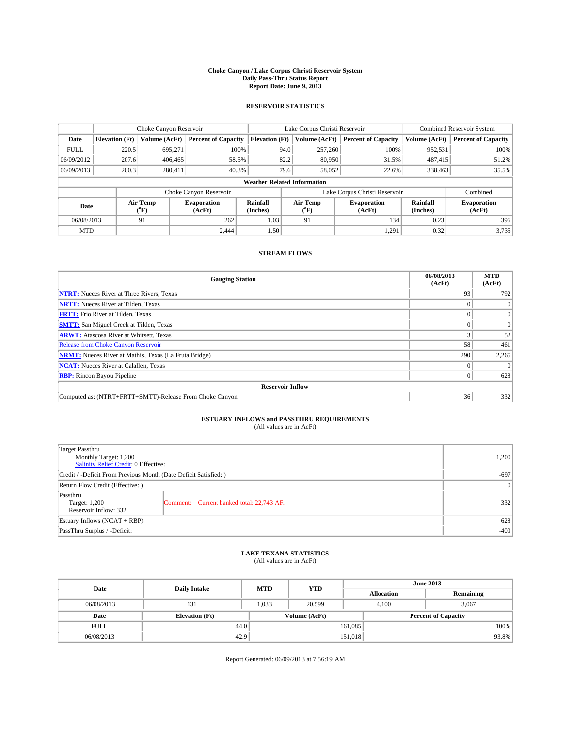**Choke Canyon / Lake Corpus Christi Reservoir System**
**Daily Pass-Thru Status Report**
**Report Date: June 9, 2013**

## RESERVOIR STATISTICS

| | Choke Canyon Reservoir | | | Lake Corpus Christi Reservoir | | | Combined Reservoir System | |
|---|---|---|---|---|---|---|---|---|
| Date | Elevation (Ft) | Volume (AcFt) | Percent of Capacity | Elevation (Ft) | Volume (AcFt) | Percent of Capacity | Volume (AcFt) | Percent of Capacity |
| FULL | 220.5 | 695,271 | 100% | 94.0 | 257,260 | 100% | 952,531 | 100% |
| 06/09/2012 | 207.6 | 406,465 | 58.5% | 82.2 | 80,950 | 31.5% | 487,415 | 51.2% |
| 06/09/2013 | 200.3 | 280,411 | 40.3% | 79.6 | 58,052 | 22.6% | 338,463 | 35.5% |

**Weather Related Information**

| | Choke Canyon Reservoir | | | Lake Corpus Christi Reservoir | | | Combined |
|---|---|---|---|---|---|---|---|
| Date | Air Temp (°F) | Evaporation (AcFt) | Rainfall (Inches) | Air Temp (°F) | Evaporation (AcFt) | Rainfall (Inches) | Evaporation (AcFt) |
| 06/08/2013 | 91 | 262 | 1.03 | 91 | 134 | 0.23 | 396 |
| MTD | | 2,444 | 1.50 | | 1,291 | 0.32 | 3,735 |

## STREAM FLOWS

| Gauging Station | 06/08/2013 (AcFt) | MTD (AcFt) |
|---|---|---|
| NTRT: Nueces River at Three Rivers, Texas | 93 | 792 |
| NRTT: Nueces River at Tilden, Texas | 0 | 0 |
| FRTT: Frio River at Tilden, Texas | 0 | 0 |
| SMTT: San Miguel Creek at Tilden, Texas | 0 | 0 |
| ARWT: Atascosa River at Whitsett, Texas | 3 | 52 |
| Release from Choke Canyon Reservoir | 58 | 461 |
| NRMT: Nueces River at Mathis, Texas (La Fruta Bridge) | 290 | 2,265 |
| NCAT: Nueces River at Calallen, Texas | 0 | 0 |
| RBP: Rincon Bayou Pipeline | 0 | 628 |
| **Reservoir Inflow** | | |
| Computed as: (NTRT+FRTT+SMTT)-Release From Choke Canyon | 36 | 332 |

## ESTUARY INFLOWS and PASSTHRU REQUIREMENTS
(All values are in AcFt)

| | | |
|---|---|---|
| Target Passthru<br>Monthly Target: 1,200<br>Salinity Relief Credit: 0 Effective: | | 1,200 |
| Credit / -Deficit From Previous Month (Date Deficit Satisfied: ) | | -697 |
| Return Flow Credit (Effective: ) | | 0 |
| Passthru<br>Target: 1,200<br>Reservoir Inflow: 332 | Comment: Current banked total: 22,743 AF. | 332 |
| Estuary Inflows (NCAT + RBP) | | 628 |
| PassThru Surplus / -Deficit: | | -400 |

## LAKE TEXANA STATISTICS
(All values are in AcFt)

| Date | Daily Intake | MTD | YTD | June 2013 Allocation | June 2013 Remaining |
|---|---|---|---|---|---|
| 06/08/2013 | 131 | 1,033 | 20,599 | 4,100 | 3,067 |

| Date | Elevation (Ft) | Volume (AcFt) | Percent of Capacity |
|---|---|---|---|
| FULL | 44.0 | 161,085 | 100% |
| 06/08/2013 | 42.9 | 151,018 | 93.8% |

Report Generated: 06/09/2013 at 7:56:19 AM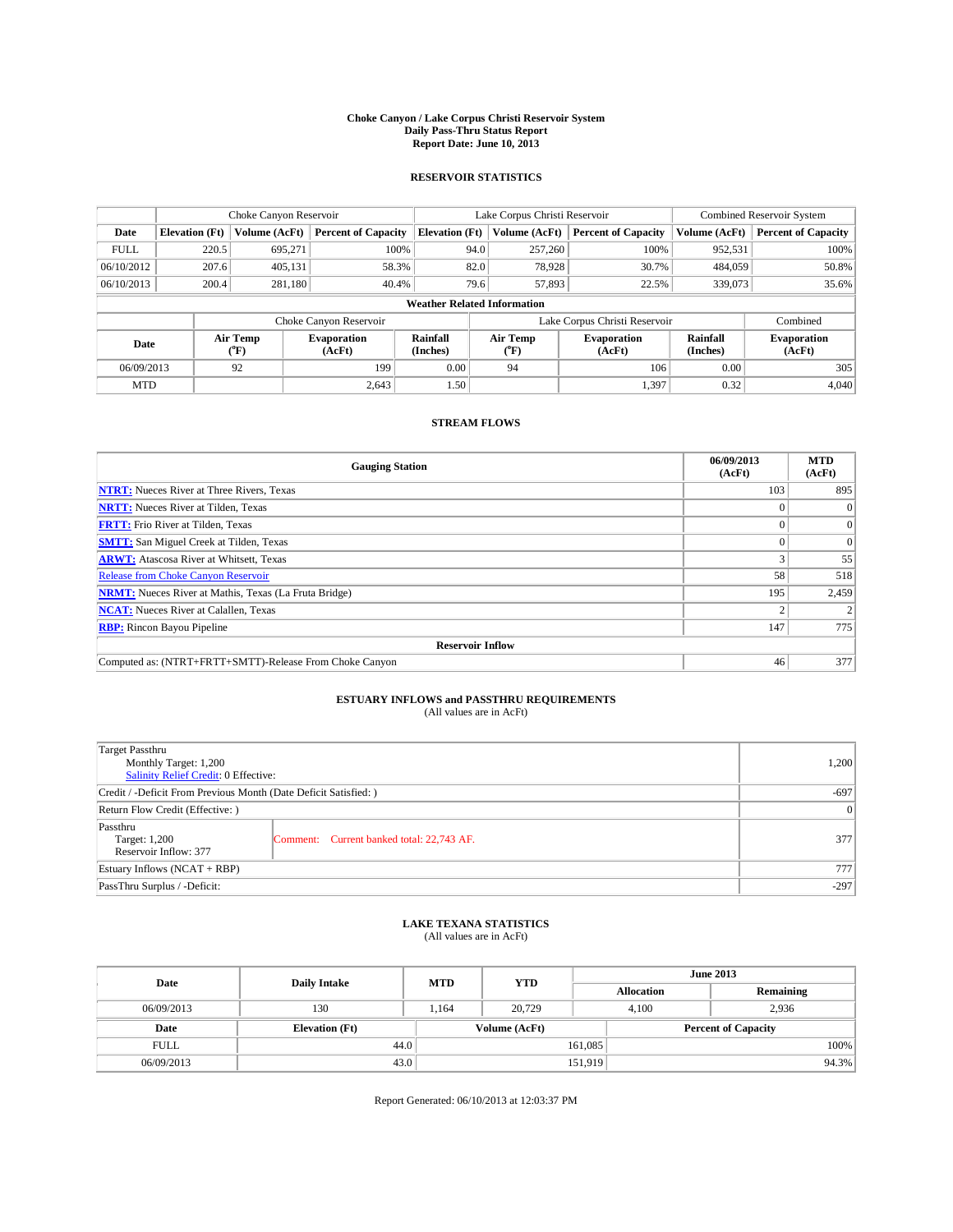# Choke Canyon / Lake Corpus Christi Reservoir System
## Daily Pass-Thru Status Report
## Report Date: June 10, 2013

### RESERVOIR STATISTICS

| | Choke Canyon Reservoir | | | Lake Corpus Christi Reservoir | | | Combined Reservoir System | |
|---|---|---|---|---|---|---|---|---|
| Date | Elevation (Ft) | Volume (AcFt) | Percent of Capacity | Elevation (Ft) | Volume (AcFt) | Percent of Capacity | Volume (AcFt) | Percent of Capacity |
| FULL | 220.5 | 695,271 | 100% | 94.0 | 257,260 | 100% | 952,531 | 100% |
| 06/10/2012 | 207.6 | 405,131 | 58.3% | 82.0 | 78,928 | 30.7% | 484,059 | 50.8% |
| 06/10/2013 | 200.4 | 281,180 | 40.4% | 79.6 | 57,893 | 22.5% | 339,073 | 35.6% |

**Weather Related Information**

| | Choke Canyon Reservoir | | | Lake Corpus Christi Reservoir | | | Combined |
|---|---|---|---|---|---|---|---|
| Date | Air Temp (°F) | Evaporation (AcFt) | Rainfall (Inches) | Air Temp (°F) | Evaporation (AcFt) | Rainfall (Inches) | Evaporation (AcFt) |
| 06/09/2013 | 92 | 199 | 0.00 | 94 | 106 | 0.00 | 305 |
| MTD | | 2,643 | 1.50 | | 1,397 | 0.32 | 4,040 |

### STREAM FLOWS

| Gauging Station | 06/09/2013 (AcFt) | MTD (AcFt) |
|---|---|---|
| NTRT: Nueces River at Three Rivers, Texas | 103 | 895 |
| NRTT: Nueces River at Tilden, Texas | 0 | 0 |
| FRTT: Frio River at Tilden, Texas | 0 | 0 |
| SMTT: San Miguel Creek at Tilden, Texas | 0 | 0 |
| ARWT: Atascosa River at Whitsett, Texas | 3 | 55 |
| Release from Choke Canyon Reservoir | 58 | 518 |
| NRMT: Nueces River at Mathis, Texas (La Fruta Bridge) | 195 | 2,459 |
| NCAT: Nueces River at Calallen, Texas | 2 | 2 |
| RBP: Rincon Bayou Pipeline | 147 | 775 |
| **Reservoir Inflow** | | |
| Computed as: (NTRT+FRTT+SMTT)-Release From Choke Canyon | 46 | 377 |

### ESTUARY INFLOWS and PASSTHRU REQUIREMENTS
(All values are in AcFt)

| | | |
|---|---|---|
| Target Passthru<br>Monthly Target: 1,200<br>Salinity Relief Credit: 0 Effective: | | 1,200 |
| Credit / -Deficit From Previous Month (Date Deficit Satisfied: ) | | -697 |
| Return Flow Credit (Effective: ) | | 0 |
| Passthru<br>Target: 1,200<br>Reservoir Inflow: 377 | Comment: Current banked total: 22,743 AF. | 377 |
| Estuary Inflows (NCAT + RBP) | | 777 |
| PassThru Surplus / -Deficit: | | -297 |

### LAKE TEXANA STATISTICS
(All values are in AcFt)

| Date | Daily Intake | MTD | YTD | June 2013 Allocation | June 2013 Remaining |
|---|---|---|---|---|---|
| 06/09/2013 | 130 | 1,164 | 20,729 | 4,100 | 2,936 |

| Date | Elevation (Ft) | Volume (AcFt) | Percent of Capacity |
|---|---|---|---|
| FULL | 44.0 | 161,085 | 100% |
| 06/09/2013 | 43.0 | 151,919 | 94.3% |

Report Generated: 06/10/2013 at 12:03:37 PM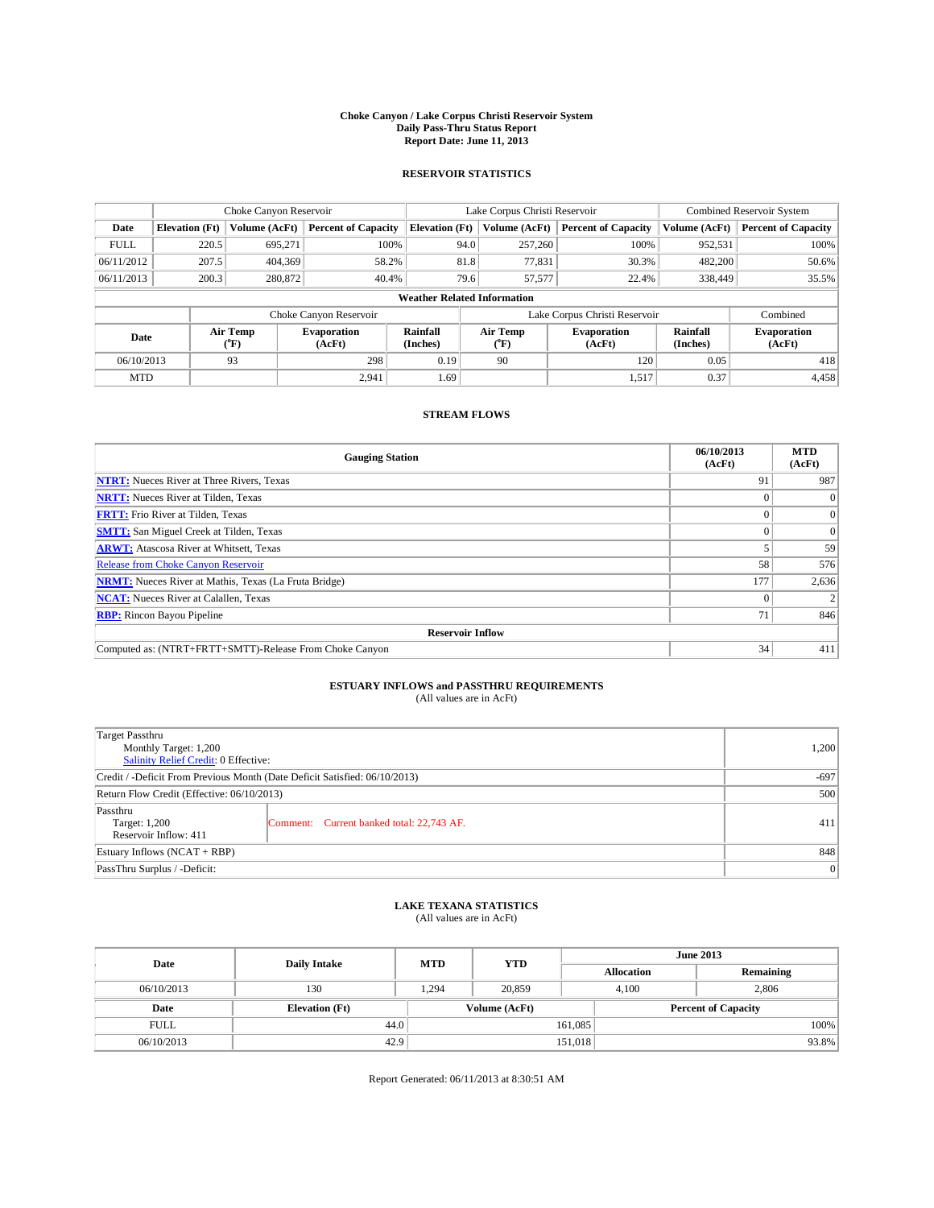# Choke Canyon / Lake Corpus Christi Reservoir System
## Daily Pass-Thru Status Report
### Report Date: June 11, 2013

## RESERVOIR STATISTICS

| | Choke Canyon Reservoir | | | Lake Corpus Christi Reservoir | | | Combined Reservoir System | |
|---|---|---|---|---|---|---|---|---|
| Date | Elevation (Ft) | Volume (AcFt) | Percent of Capacity | Elevation (Ft) | Volume (AcFt) | Percent of Capacity | Volume (AcFt) | Percent of Capacity |
| FULL | 220.5 | 695,271 | 100% | 94.0 | 257,260 | 100% | 952,531 | 100% |
| 06/11/2012 | 207.5 | 404,369 | 58.2% | 81.8 | 77,831 | 30.3% | 482,200 | 50.6% |
| 06/11/2013 | 200.3 | 280,872 | 40.4% | 79.6 | 57,577 | 22.4% | 338,449 | 35.5% |

**Weather Related Information**

| | Choke Canyon Reservoir | | | Lake Corpus Christi Reservoir | | | Combined |
|---|---|---|---|---|---|---|---|
| Date | Air Temp (°F) | Evaporation (AcFt) | Rainfall (Inches) | Air Temp (°F) | Evaporation (AcFt) | Rainfall (Inches) | Evaporation (AcFt) |
| 06/10/2013 | 93 | 298 | 0.19 | 90 | 120 | 0.05 | 418 |
| MTD | | 2,941 | 1.69 | | 1,517 | 0.37 | 4,458 |

## STREAM FLOWS

| Gauging Station | 06/10/2013 (AcFt) | MTD (AcFt) |
|---|---|---|
| **NTRT:** Nueces River at Three Rivers, Texas | 91 | 987 |
| **NRTT:** Nueces River at Tilden, Texas | 0 | 0 |
| **FRTT:** Frio River at Tilden, Texas | 0 | 0 |
| **SMTT:** San Miguel Creek at Tilden, Texas | 0 | 0 |
| **ARWT:** Atascosa River at Whitsett, Texas | 5 | 59 |
| Release from Choke Canyon Reservoir | 58 | 576 |
| **NRMT:** Nueces River at Mathis, Texas (La Fruta Bridge) | 177 | 2,636 |
| **NCAT:** Nueces River at Calallen, Texas | 0 | 2 |
| **RBP:** Rincon Bayou Pipeline | 71 | 846 |
| **Reservoir Inflow** | | |
| Computed as: (NTRT+FRTT+SMTT)-Release From Choke Canyon | 34 | 411 |

## ESTUARY INFLOWS and PASSTHRU REQUIREMENTS
(All values are in AcFt)

| | | |
|---|---|---|
| Target Passthru<br>Monthly Target: 1,200<br>Salinity Relief Credit: 0 Effective: | | 1,200 |
| Credit / -Deficit From Previous Month (Date Deficit Satisfied: 06/10/2013) | | -697 |
| Return Flow Credit (Effective: 06/10/2013) | | 500 |
| Passthru<br>Target: 1,200<br>Reservoir Inflow: 411 | Comment: Current banked total: 22,743 AF. | 411 |
| Estuary Inflows (NCAT + RBP) | | 848 |
| PassThru Surplus / -Deficit: | | 0 |

## LAKE TEXANA STATISTICS
(All values are in AcFt)

| Date | Daily Intake | MTD | YTD | June 2013 Allocation | June 2013 Remaining |
|---|---|---|---|---|---|
| 06/10/2013 | 130 | 1,294 | 20,859 | 4,100 | 2,806 |

| Date | Elevation (Ft) | Volume (AcFt) | Percent of Capacity |
|---|---|---|---|
| FULL | 44.0 | 161,085 | 100% |
| 06/10/2013 | 42.9 | 151,018 | 93.8% |

Report Generated: 06/11/2013 at 8:30:51 AM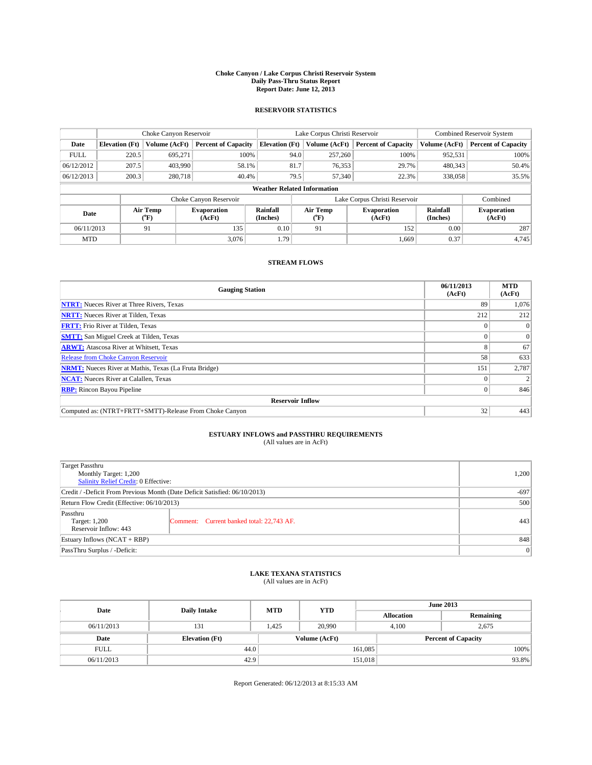# Choke Canyon / Lake Corpus Christi Reservoir System
## Daily Pass-Thru Status Report
### Report Date: June 12, 2013

## RESERVOIR STATISTICS

| | Choke Canyon Reservoir | | | Lake Corpus Christi Reservoir | | | Combined Reservoir System | |
|---|---|---|---|---|---|---|---|---|
| Date | Elevation (Ft) | Volume (AcFt) | Percent of Capacity | Elevation (Ft) | Volume (AcFt) | Percent of Capacity | Volume (AcFt) | Percent of Capacity |
| FULL | 220.5 | 695,271 | 100% | 94.0 | 257,260 | 100% | 952,531 | 100% |
| 06/12/2012 | 207.5 | 403,990 | 58.1% | 81.7 | 76,353 | 29.7% | 480,343 | 50.4% |
| 06/12/2013 | 200.3 | 280,718 | 40.4% | 79.5 | 57,340 | 22.3% | 338,058 | 35.5% |

**Weather Related Information**

| | Choke Canyon Reservoir | | | Lake Corpus Christi Reservoir | | | Combined |
|---|---|---|---|---|---|---|---|
| Date | Air Temp (°F) | Evaporation (AcFt) | Rainfall (Inches) | Air Temp (°F) | Evaporation (AcFt) | Rainfall (Inches) | Evaporation (AcFt) |
| 06/11/2013 | 91 | 135 | 0.10 | 91 | 152 | 0.00 | 287 |
| MTD | | 3,076 | 1.79 | | 1,669 | 0.37 | 4,745 |

## STREAM FLOWS

| Gauging Station | 06/11/2013 (AcFt) | MTD (AcFt) |
|---|---|---|
| **NTRT:** Nueces River at Three Rivers, Texas | 89 | 1,076 |
| **NRTT:** Nueces River at Tilden, Texas | 212 | 212 |
| **FRTT:** Frio River at Tilden, Texas | 0 | 0 |
| **SMTT:** San Miguel Creek at Tilden, Texas | 0 | 0 |
| **ARWT:** Atascosa River at Whitsett, Texas | 8 | 67 |
| Release from Choke Canyon Reservoir | 58 | 633 |
| **NRMT:** Nueces River at Mathis, Texas (La Fruta Bridge) | 151 | 2,787 |
| **NCAT:** Nueces River at Calallen, Texas | 0 | 2 |
| **RBP:** Rincon Bayou Pipeline | 0 | 846 |
| **Reservoir Inflow** | | |
| Computed as: (NTRT+FRTT+SMTT)-Release From Choke Canyon | 32 | 443 |

## ESTUARY INFLOWS and PASSTHRU REQUIREMENTS
(All values are in AcFt)

| | | |
|---|---|---|
| Target Passthru<br>Monthly Target: 1,200<br>Salinity Relief Credit: 0 Effective: | | 1,200 |
| Credit / -Deficit From Previous Month (Date Deficit Satisfied: 06/10/2013) | | -697 |
| Return Flow Credit (Effective: 06/10/2013) | | 500 |
| Passthru<br>Target: 1,200<br>Reservoir Inflow: 443 | Comment: Current banked total: 22,743 AF. | 443 |
| Estuary Inflows (NCAT + RBP) | | 848 |
| PassThru Surplus / -Deficit: | | 0 |

## LAKE TEXANA STATISTICS
(All values are in AcFt)

| Date | Daily Intake | MTD | YTD | June 2013 Allocation | June 2013 Remaining |
|---|---|---|---|---|---|
| 06/11/2013 | 131 | 1,425 | 20,990 | 4,100 | 2,675 |

| Date | Elevation (Ft) | Volume (AcFt) | Percent of Capacity |
|---|---|---|---|
| FULL | 44.0 | 161,085 | 100% |
| 06/11/2013 | 42.9 | 151,018 | 93.8% |

Report Generated: 06/12/2013 at 8:15:33 AM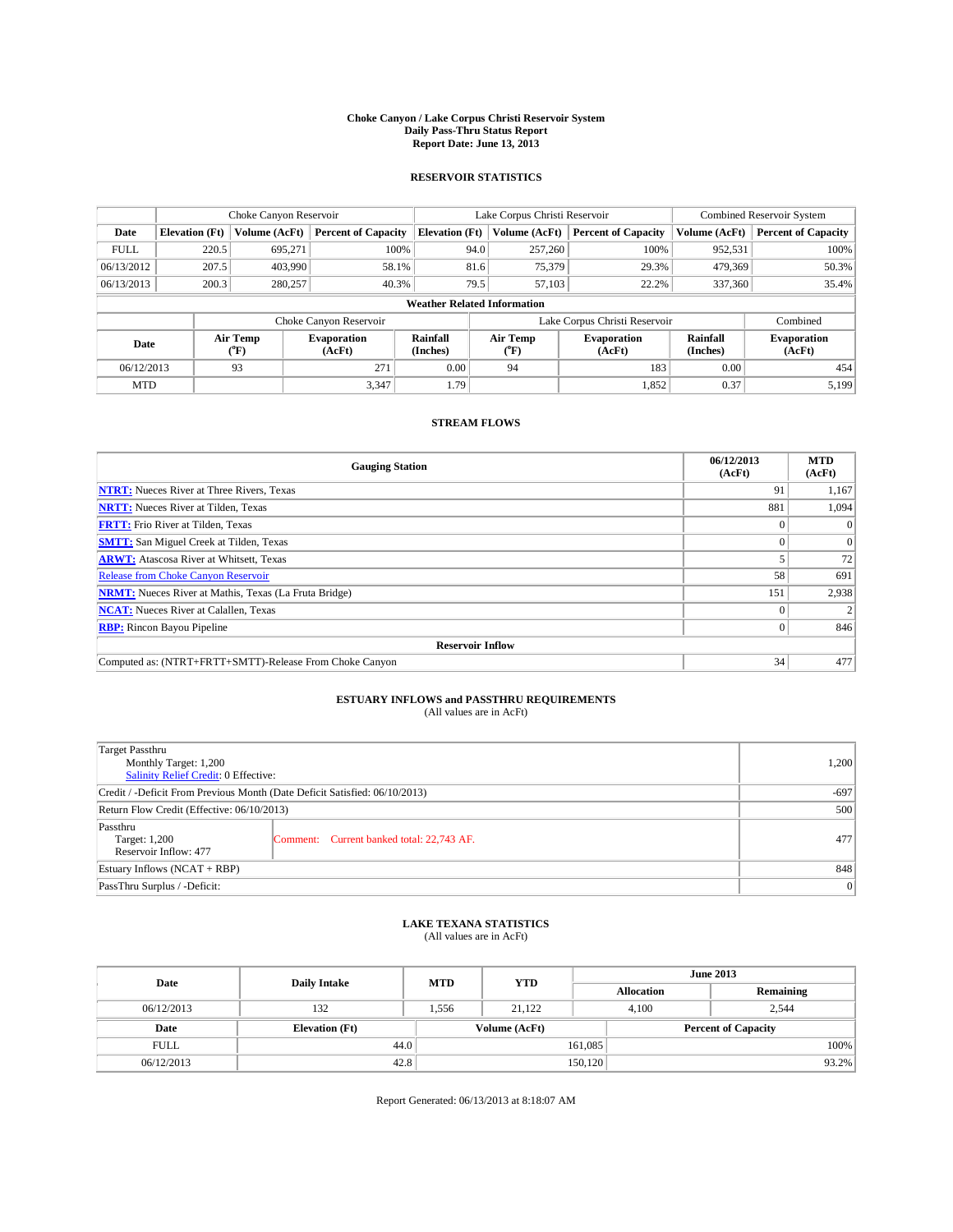# Choke Canyon / Lake Corpus Christi Reservoir System
## Daily Pass-Thru Status Report
### Report Date: June 13, 2013

## RESERVOIR STATISTICS

| | Choke Canyon Reservoir | | | Lake Corpus Christi Reservoir | | | Combined Reservoir System | |
|---|---|---|---|---|---|---|---|---|
| Date | Elevation (Ft) | Volume (AcFt) | Percent of Capacity | Elevation (Ft) | Volume (AcFt) | Percent of Capacity | Volume (AcFt) | Percent of Capacity |
| FULL | 220.5 | 695,271 | 100% | 94.0 | 257,260 | 100% | 952,531 | 100% |
| 06/13/2012 | 207.5 | 403,990 | 58.1% | 81.6 | 75,379 | 29.3% | 479,369 | 50.3% |
| 06/13/2013 | 200.3 | 280,257 | 40.3% | 79.5 | 57,103 | 22.2% | 337,360 | 35.4% |

**Weather Related Information**

| | Choke Canyon Reservoir | | | Lake Corpus Christi Reservoir | | | Combined |
|---|---|---|---|---|---|---|---|
| Date | Air Temp (°F) | Evaporation (AcFt) | Rainfall (Inches) | Air Temp (°F) | Evaporation (AcFt) | Rainfall (Inches) | Evaporation (AcFt) |
| 06/12/2013 | 93 | 271 | 0.00 | 94 | 183 | 0.00 | 454 |
| MTD | | 3,347 | 1.79 | | 1,852 | 0.37 | 5,199 |

## STREAM FLOWS

| Gauging Station | 06/12/2013 (AcFt) | MTD (AcFt) |
|---|---|---|
| NTRT: Nueces River at Three Rivers, Texas | 91 | 1,167 |
| NRTT: Nueces River at Tilden, Texas | 881 | 1,094 |
| FRTT: Frio River at Tilden, Texas | 0 | 0 |
| SMTT: San Miguel Creek at Tilden, Texas | 0 | 0 |
| ARWT: Atascosa River at Whitsett, Texas | 5 | 72 |
| Release from Choke Canyon Reservoir | 58 | 691 |
| NRMT: Nueces River at Mathis, Texas (La Fruta Bridge) | 151 | 2,938 |
| NCAT: Nueces River at Calallen, Texas | 0 | 2 |
| RBP: Rincon Bayou Pipeline | 0 | 846 |
| **Reservoir Inflow** | | |
| Computed as: (NTRT+FRTT+SMTT)-Release From Choke Canyon | 34 | 477 |

## ESTUARY INFLOWS and PASSTHRU REQUIREMENTS
(All values are in AcFt)

| | |
|---|---|
| Target Passthru<br>Monthly Target: 1,200<br>Salinity Relief Credit: 0 Effective: | 1,200 |
| Credit / -Deficit From Previous Month (Date Deficit Satisfied: 06/10/2013) | -697 |
| Return Flow Credit (Effective: 06/10/2013) | 500 |
| Passthru<br>Target: 1,200<br>Reservoir Inflow: 477 — Comment: Current banked total: 22,743 AF. | 477 |
| Estuary Inflows (NCAT + RBP) | 848 |
| PassThru Surplus / -Deficit: | 0 |

## LAKE TEXANA STATISTICS
(All values are in AcFt)

| Date | Daily Intake | MTD | YTD | June 2013 Allocation | June 2013 Remaining |
|---|---|---|---|---|---|
| 06/12/2013 | 132 | 1,556 | 21,122 | 4,100 | 2,544 |

| Date | Elevation (Ft) | Volume (AcFt) | Percent of Capacity |
|---|---|---|---|
| FULL | 44.0 | 161,085 | 100% |
| 06/12/2013 | 42.8 | 150,120 | 93.2% |

Report Generated: 06/13/2013 at 8:18:07 AM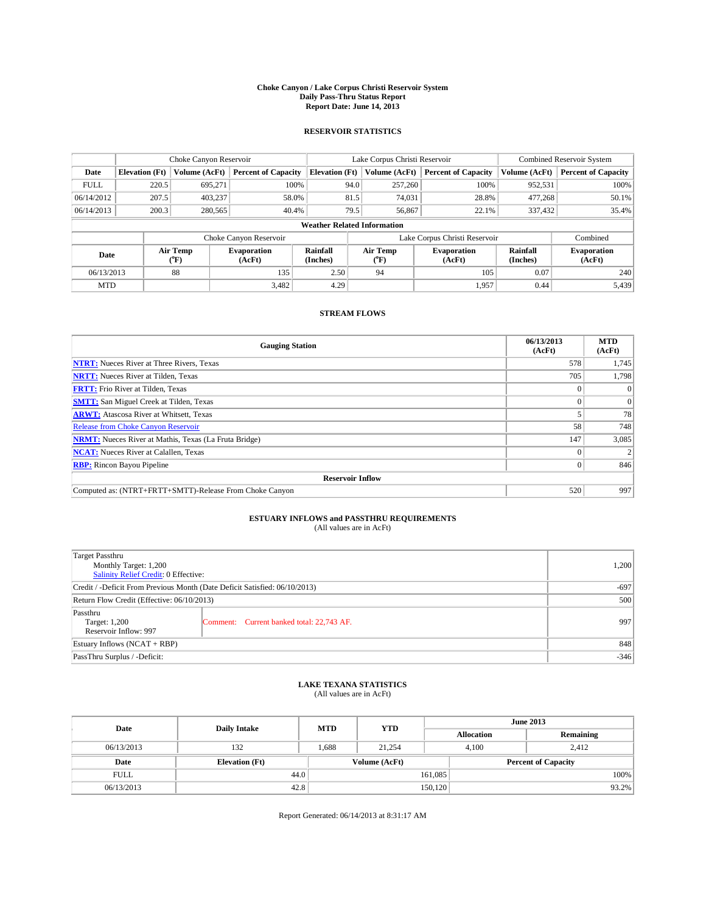# Choke Canyon / Lake Corpus Christi Reservoir System
## Daily Pass-Thru Status Report
## Report Date: June 14, 2013

### RESERVOIR STATISTICS

| | Choke Canyon Reservoir | | | Lake Corpus Christi Reservoir | | | Combined Reservoir System | |
|---|---|---|---|---|---|---|---|---|
| Date | Elevation (Ft) | Volume (AcFt) | Percent of Capacity | Elevation (Ft) | Volume (AcFt) | Percent of Capacity | Volume (AcFt) | Percent of Capacity |
| FULL | 220.5 | 695,271 | 100% | 94.0 | 257,260 | 100% | 952,531 | 100% |
| 06/14/2012 | 207.5 | 403,237 | 58.0% | 81.5 | 74,031 | 28.8% | 477,268 | 50.1% |
| 06/14/2013 | 200.3 | 280,565 | 40.4% | 79.5 | 56,867 | 22.1% | 337,432 | 35.4% |

**Weather Related Information**

| | Choke Canyon Reservoir | | | Lake Corpus Christi Reservoir | | | Combined |
|---|---|---|---|---|---|---|---|
| Date | Air Temp (°F) | Evaporation (AcFt) | Rainfall (Inches) | Air Temp (°F) | Evaporation (AcFt) | Rainfall (Inches) | Evaporation (AcFt) |
| 06/13/2013 | 88 | 135 | 2.50 | 94 | 105 | 0.07 | 240 |
| MTD | | 3,482 | 4.29 | | 1,957 | 0.44 | 5,439 |

### STREAM FLOWS

| Gauging Station | 06/13/2013 (AcFt) | MTD (AcFt) |
|---|---|---|
| **NTRT:** Nueces River at Three Rivers, Texas | 578 | 1,745 |
| **NRTT:** Nueces River at Tilden, Texas | 705 | 1,798 |
| **FRTT:** Frio River at Tilden, Texas | 0 | 0 |
| **SMTT:** San Miguel Creek at Tilden, Texas | 0 | 0 |
| **ARWT:** Atascosa River at Whitsett, Texas | 5 | 78 |
| Release from Choke Canyon Reservoir | 58 | 748 |
| **NRMT:** Nueces River at Mathis, Texas (La Fruta Bridge) | 147 | 3,085 |
| **NCAT:** Nueces River at Calallen, Texas | 0 | 2 |
| **RBP:** Rincon Bayou Pipeline | 0 | 846 |
| **Reservoir Inflow** | | |
| Computed as: (NTRT+FRTT+SMTT)-Release From Choke Canyon | 520 | 997 |

### ESTUARY INFLOWS and PASSTHRU REQUIREMENTS
(All values are in AcFt)

| | | |
|---|---|---|
| Target Passthru<br>Monthly Target: 1,200<br>Salinity Relief Credit: 0 Effective: | | 1,200 |
| Credit / -Deficit From Previous Month (Date Deficit Satisfied: 06/10/2013) | | -697 |
| Return Flow Credit (Effective: 06/10/2013) | | 500 |
| Passthru<br>Target: 1,200<br>Reservoir Inflow: 997 | Comment: Current banked total: 22,743 AF. | 997 |
| Estuary Inflows (NCAT + RBP) | | 848 |
| PassThru Surplus / -Deficit: | | -346 |

### LAKE TEXANA STATISTICS
(All values are in AcFt)

| Date | Daily Intake | MTD | YTD | June 2013 Allocation | June 2013 Remaining |
|---|---|---|---|---|---|
| 06/13/2013 | 132 | 1,688 | 21,254 | 4,100 | 2,412 |

| Date | Elevation (Ft) | Volume (AcFt) | Percent of Capacity |
|---|---|---|---|
| FULL | 44.0 | 161,085 | 100% |
| 06/13/2013 | 42.8 | 150,120 | 93.2% |

Report Generated: 06/14/2013 at 8:31:17 AM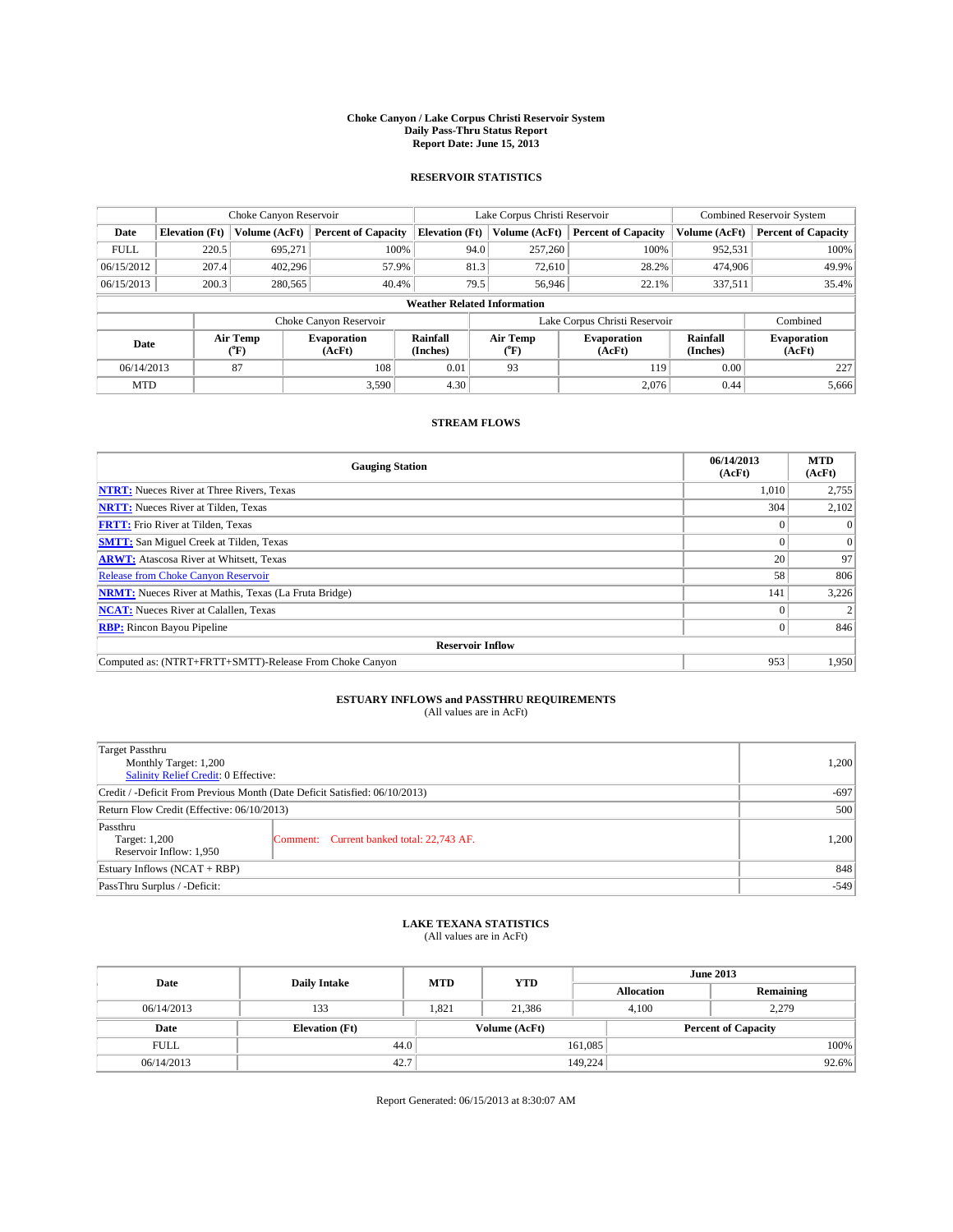# Choke Canyon / Lake Corpus Christi Reservoir System
## Daily Pass-Thru Status Report
### Report Date: June 15, 2013

## RESERVOIR STATISTICS

| | Choke Canyon Reservoir | | | Lake Corpus Christi Reservoir | | | Combined Reservoir System | |
|---|---|---|---|---|---|---|---|---|
| Date | Elevation (Ft) | Volume (AcFt) | Percent of Capacity | Elevation (Ft) | Volume (AcFt) | Percent of Capacity | Volume (AcFt) | Percent of Capacity |
| FULL | 220.5 | 695,271 | 100% | 94.0 | 257,260 | 100% | 952,531 | 100% |
| 06/15/2012 | 207.4 | 402,296 | 57.9% | 81.3 | 72,610 | 28.2% | 474,906 | 49.9% |
| 06/15/2013 | 200.3 | 280,565 | 40.4% | 79.5 | 56,946 | 22.1% | 337,511 | 35.4% |

**Weather Related Information**

| | Choke Canyon Reservoir | | | Lake Corpus Christi Reservoir | | | Combined |
|---|---|---|---|---|---|---|---|
| Date | Air Temp (°F) | Evaporation (AcFt) | Rainfall (Inches) | Air Temp (°F) | Evaporation (AcFt) | Rainfall (Inches) | Evaporation (AcFt) |
| 06/14/2013 | 87 | 108 | 0.01 | 93 | 119 | 0.00 | 227 |
| MTD | | 3,590 | 4.30 | | 2,076 | 0.44 | 5,666 |

## STREAM FLOWS

| Gauging Station | 06/14/2013 (AcFt) | MTD (AcFt) |
|---|---|---|
| **NTRT:** Nueces River at Three Rivers, Texas | 1,010 | 2,755 |
| **NRTT:** Nueces River at Tilden, Texas | 304 | 2,102 |
| **FRTT:** Frio River at Tilden, Texas | 0 | 0 |
| **SMTT:** San Miguel Creek at Tilden, Texas | 0 | 0 |
| **ARWT:** Atascosa River at Whitsett, Texas | 20 | 97 |
| Release from Choke Canyon Reservoir | 58 | 806 |
| **NRMT:** Nueces River at Mathis, Texas (La Fruta Bridge) | 141 | 3,226 |
| **NCAT:** Nueces River at Calallen, Texas | 0 | 2 |
| **RBP:** Rincon Bayou Pipeline | 0 | 846 |
| **Reservoir Inflow** | | |
| Computed as: (NTRT+FRTT+SMTT)-Release From Choke Canyon | 953 | 1,950 |

## ESTUARY INFLOWS and PASSTHRU REQUIREMENTS
(All values are in AcFt)

| | | |
|---|---|---|
| Target Passthru<br>Monthly Target: 1,200<br>Salinity Relief Credit: 0 Effective: | | 1,200 |
| Credit / -Deficit From Previous Month (Date Deficit Satisfied: 06/10/2013) | | -697 |
| Return Flow Credit (Effective: 06/10/2013) | | 500 |
| Passthru<br>Target: 1,200<br>Reservoir Inflow: 1,950 | Comment: Current banked total: 22,743 AF. | 1,200 |
| Estuary Inflows (NCAT + RBP) | | 848 |
| PassThru Surplus / -Deficit: | | -549 |

## LAKE TEXANA STATISTICS
(All values are in AcFt)

| Date | Daily Intake | MTD | YTD | June 2013 Allocation | June 2013 Remaining |
|---|---|---|---|---|---|
| 06/14/2013 | 133 | 1,821 | 21,386 | 4,100 | 2,279 |

| Date | Elevation (Ft) | Volume (AcFt) | Percent of Capacity |
|---|---|---|---|
| FULL | 44.0 | 161,085 | 100% |
| 06/14/2013 | 42.7 | 149,224 | 92.6% |

Report Generated: 06/15/2013 at 8:30:07 AM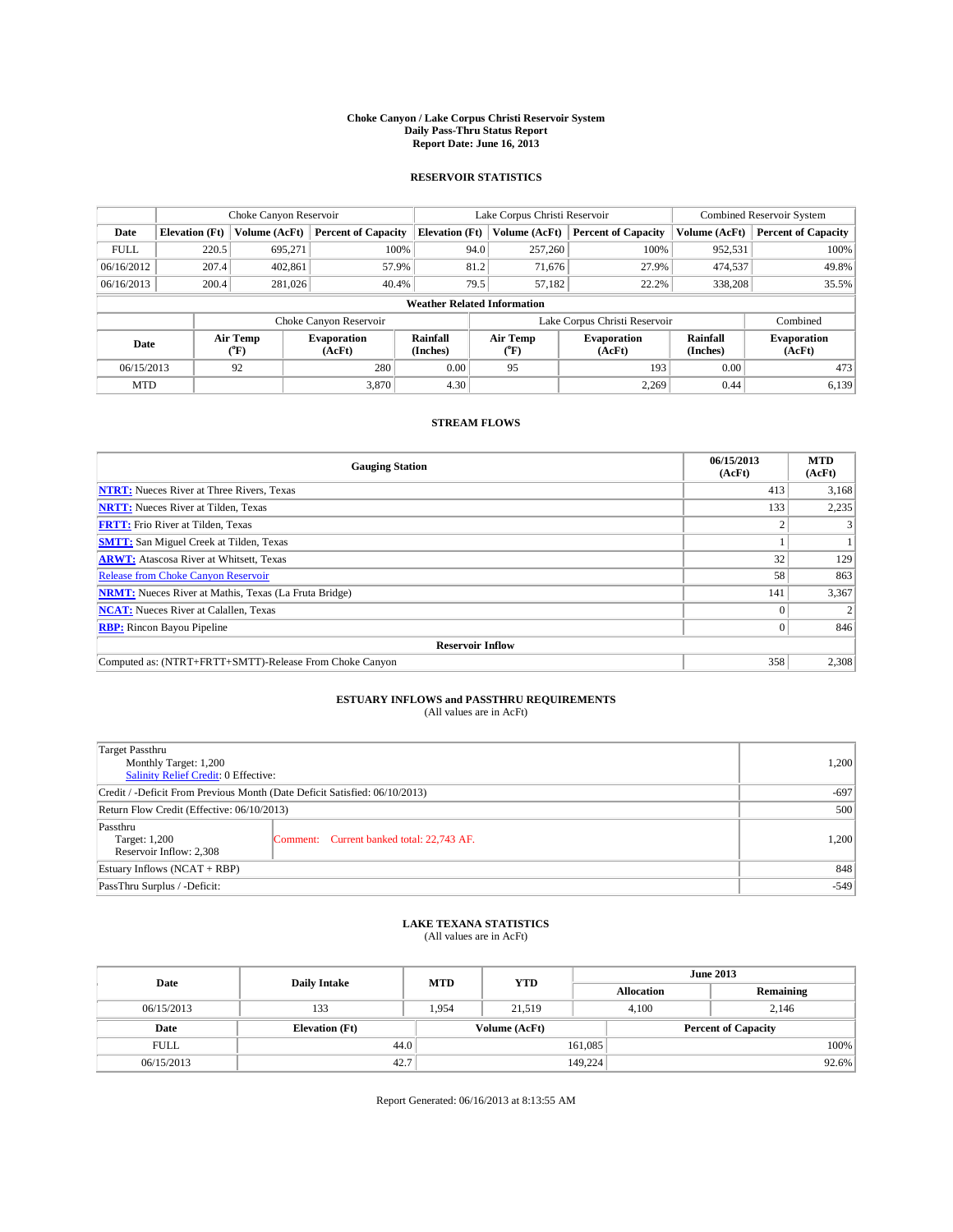# Choke Canyon / Lake Corpus Christi Reservoir System
## Daily Pass-Thru Status Report
### Report Date: June 16, 2013

## RESERVOIR STATISTICS

| | Choke Canyon Reservoir | | | Lake Corpus Christi Reservoir | | | Combined Reservoir System | |
|---|---|---|---|---|---|---|---|---|
| Date | Elevation (Ft) | Volume (AcFt) | Percent of Capacity | Elevation (Ft) | Volume (AcFt) | Percent of Capacity | Volume (AcFt) | Percent of Capacity |
| FULL | 220.5 | 695,271 | 100% | 94.0 | 257,260 | 100% | 952,531 | 100% |
| 06/16/2012 | 207.4 | 402,861 | 57.9% | 81.2 | 71,676 | 27.9% | 474,537 | 49.8% |
| 06/16/2013 | 200.4 | 281,026 | 40.4% | 79.5 | 57,182 | 22.2% | 338,208 | 35.5% |

**Weather Related Information**

| | Choke Canyon Reservoir | | | Lake Corpus Christi Reservoir | | | Combined |
|---|---|---|---|---|---|---|---|
| Date | Air Temp (°F) | Evaporation (AcFt) | Rainfall (Inches) | Air Temp (°F) | Evaporation (AcFt) | Rainfall (Inches) | Evaporation (AcFt) |
| 06/15/2013 | 92 | 280 | 0.00 | 95 | 193 | 0.00 | 473 |
| MTD | | 3,870 | 4.30 | | 2,269 | 0.44 | 6,139 |

## STREAM FLOWS

| Gauging Station | 06/15/2013 (AcFt) | MTD (AcFt) |
|---|---|---|
| **NTRT:** Nueces River at Three Rivers, Texas | 413 | 3,168 |
| **NRTT:** Nueces River at Tilden, Texas | 133 | 2,235 |
| **FRTT:** Frio River at Tilden, Texas | 2 | 3 |
| **SMTT:** San Miguel Creek at Tilden, Texas | 1 | 1 |
| **ARWT:** Atascosa River at Whitsett, Texas | 32 | 129 |
| Release from Choke Canyon Reservoir | 58 | 863 |
| **NRMT:** Nueces River at Mathis, Texas (La Fruta Bridge) | 141 | 3,367 |
| **NCAT:** Nueces River at Calallen, Texas | 0 | 2 |
| **RBP:** Rincon Bayou Pipeline | 0 | 846 |
| **Reservoir Inflow** | | |
| Computed as: (NTRT+FRTT+SMTT)-Release From Choke Canyon | 358 | 2,308 |

## ESTUARY INFLOWS and PASSTHRU REQUIREMENTS
(All values are in AcFt)

| | | |
|---|---|---|
| Target Passthru<br>Monthly Target: 1,200<br>Salinity Relief Credit: 0 Effective: | | 1,200 |
| Credit / -Deficit From Previous Month (Date Deficit Satisfied: 06/10/2013) | | -697 |
| Return Flow Credit (Effective: 06/10/2013) | | 500 |
| Passthru<br>Target: 1,200<br>Reservoir Inflow: 2,308 | Comment: Current banked total: 22,743 AF. | 1,200 |
| Estuary Inflows (NCAT + RBP) | | 848 |
| PassThru Surplus / -Deficit: | | -549 |

## LAKE TEXANA STATISTICS
(All values are in AcFt)

| Date | Daily Intake | MTD | YTD | June 2013 Allocation | June 2013 Remaining |
|---|---|---|---|---|---|
| 06/15/2013 | 133 | 1,954 | 21,519 | 4,100 | 2,146 |

| Date | Elevation (Ft) | Volume (AcFt) | Percent of Capacity |
|---|---|---|---|
| FULL | 44.0 | 161,085 | 100% |
| 06/15/2013 | 42.7 | 149,224 | 92.6% |

Report Generated: 06/16/2013 at 8:13:55 AM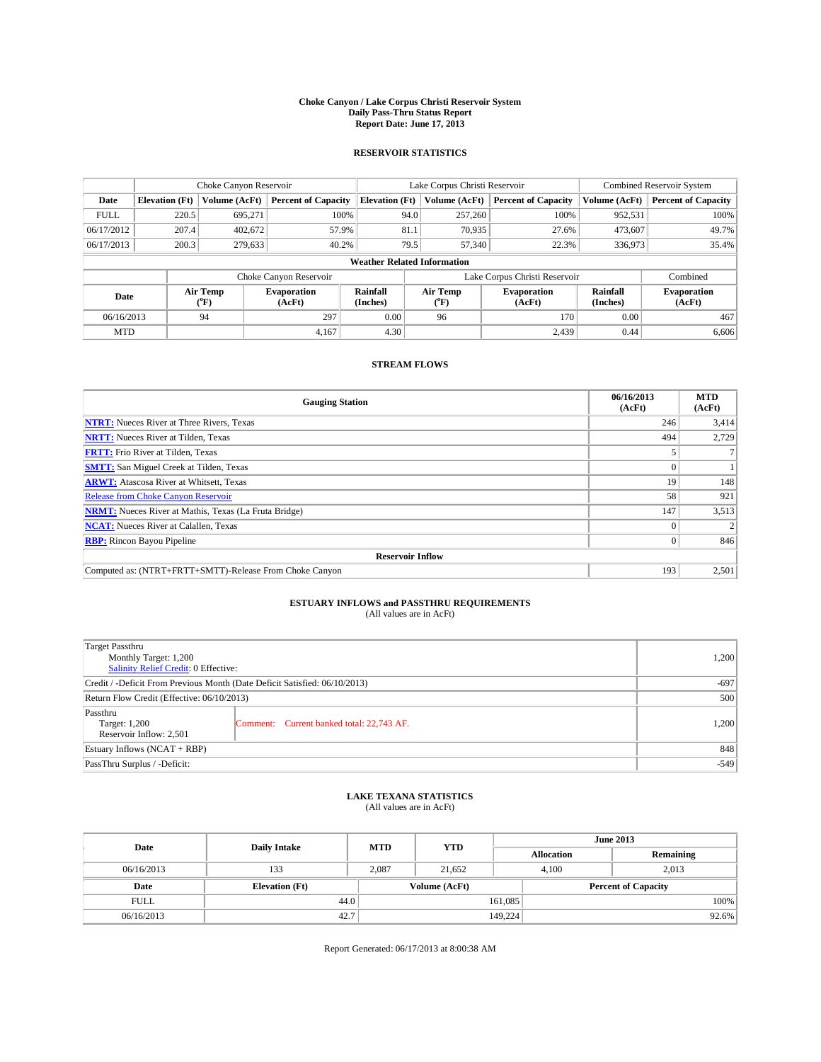**Choke Canyon / Lake Corpus Christi Reservoir System**
**Daily Pass-Thru Status Report**
**Report Date: June 17, 2013**

## RESERVOIR STATISTICS

| | Choke Canyon Reservoir | | | Lake Corpus Christi Reservoir | | | Combined Reservoir System | |
|---|---|---|---|---|---|---|---|---|
| Date | Elevation (Ft) | Volume (AcFt) | Percent of Capacity | Elevation (Ft) | Volume (AcFt) | Percent of Capacity | Volume (AcFt) | Percent of Capacity |
| FULL | 220.5 | 695,271 | 100% | 94.0 | 257,260 | 100% | 952,531 | 100% |
| 06/17/2012 | 207.4 | 402,672 | 57.9% | 81.1 | 70,935 | 27.6% | 473,607 | 49.7% |
| 06/17/2013 | 200.3 | 279,633 | 40.2% | 79.5 | 57,340 | 22.3% | 336,973 | 35.4% |

**Weather Related Information**

| | Choke Canyon Reservoir | | | Lake Corpus Christi Reservoir | | | Combined |
|---|---|---|---|---|---|---|---|
| Date | Air Temp (°F) | Evaporation (AcFt) | Rainfall (Inches) | Air Temp (°F) | Evaporation (AcFt) | Rainfall (Inches) | Evaporation (AcFt) |
| 06/16/2013 | 94 | 297 | 0.00 | 96 | 170 | 0.00 | 467 |
| MTD | | 4,167 | 4.30 | | 2,439 | 0.44 | 6,606 |

## STREAM FLOWS

| Gauging Station | 06/16/2013 (AcFt) | MTD (AcFt) |
|---|---|---|
| **NTRT:** Nueces River at Three Rivers, Texas | 246 | 3,414 |
| **NRTT:** Nueces River at Tilden, Texas | 494 | 2,729 |
| **FRTT:** Frio River at Tilden, Texas | 5 | 7 |
| **SMTT:** San Miguel Creek at Tilden, Texas | 0 | 1 |
| **ARWT:** Atascosa River at Whitsett, Texas | 19 | 148 |
| Release from Choke Canyon Reservoir | 58 | 921 |
| **NRMT:** Nueces River at Mathis, Texas (La Fruta Bridge) | 147 | 3,513 |
| **NCAT:** Nueces River at Calallen, Texas | 0 | 2 |
| **RBP:** Rincon Bayou Pipeline | 0 | 846 |
| **Reservoir Inflow** | | |
| Computed as: (NTRT+FRTT+SMTT)-Release From Choke Canyon | 193 | 2,501 |

## ESTUARY INFLOWS and PASSTHRU REQUIREMENTS

(All values are in AcFt)

| | | |
|---|---|---|
| Target Passthru<br>Monthly Target: 1,200<br>Salinity Relief Credit: 0 Effective: | | 1,200 |
| Credit / -Deficit From Previous Month (Date Deficit Satisfied: 06/10/2013) | | -697 |
| Return Flow Credit (Effective: 06/10/2013) | | 500 |
| Passthru<br>Target: 1,200<br>Reservoir Inflow: 2,501 | Comment: Current banked total: 22,743 AF. | 1,200 |
| Estuary Inflows (NCAT + RBP) | | 848 |
| PassThru Surplus / -Deficit: | | -549 |

## LAKE TEXANA STATISTICS

(All values are in AcFt)

| Date | Daily Intake | MTD | YTD | June 2013 Allocation | June 2013 Remaining |
|---|---|---|---|---|---|
| 06/16/2013 | 133 | 2,087 | 21,652 | 4,100 | 2,013 |

| Date | Elevation (Ft) | Volume (AcFt) | Percent of Capacity |
|---|---|---|---|
| FULL | 44.0 | 161,085 | 100% |
| 06/16/2013 | 42.7 | 149,224 | 92.6% |

Report Generated: 06/17/2013 at 8:00:38 AM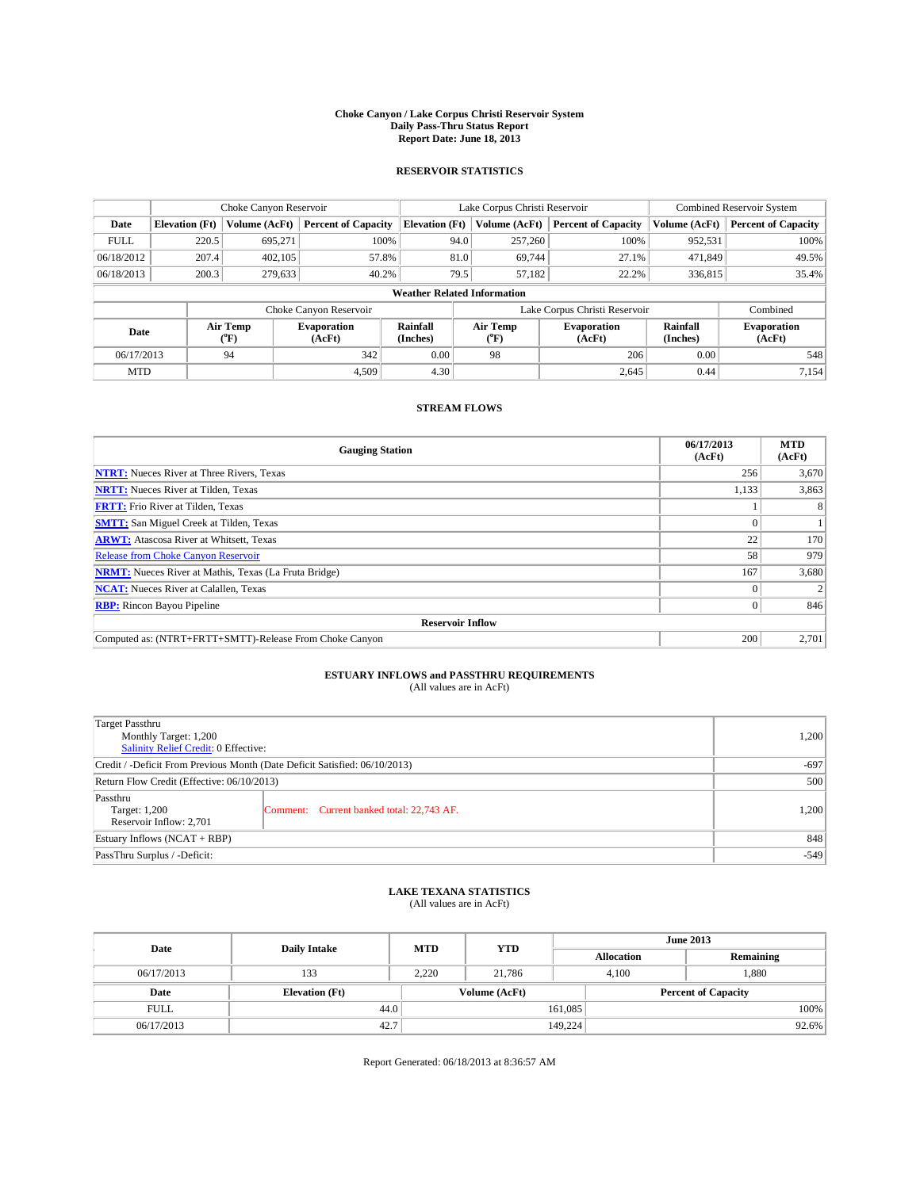# Choke Canyon / Lake Corpus Christi Reservoir System
## Daily Pass-Thru Status Report
### Report Date: June 18, 2013

## RESERVOIR STATISTICS

| | Choke Canyon Reservoir | | | Lake Corpus Christi Reservoir | | | Combined Reservoir System | |
|---|---|---|---|---|---|---|---|---|
| Date | Elevation (Ft) | Volume (AcFt) | Percent of Capacity | Elevation (Ft) | Volume (AcFt) | Percent of Capacity | Volume (AcFt) | Percent of Capacity |
| FULL | 220.5 | 695,271 | 100% | 94.0 | 257,260 | 100% | 952,531 | 100% |
| 06/18/2012 | 207.4 | 402,105 | 57.8% | 81.0 | 69,744 | 27.1% | 471,849 | 49.5% |
| 06/18/2013 | 200.3 | 279,633 | 40.2% | 79.5 | 57,182 | 22.2% | 336,815 | 35.4% |

**Weather Related Information**

| | Choke Canyon Reservoir | | | Lake Corpus Christi Reservoir | | | Combined |
|---|---|---|---|---|---|---|---|
| Date | Air Temp (°F) | Evaporation (AcFt) | Rainfall (Inches) | Air Temp (°F) | Evaporation (AcFt) | Rainfall (Inches) | Evaporation (AcFt) |
| 06/17/2013 | 94 | 342 | 0.00 | 98 | 206 | 0.00 | 548 |
| MTD | | 4,509 | 4.30 | | 2,645 | 0.44 | 7,154 |

## STREAM FLOWS

| Gauging Station | 06/17/2013 (AcFt) | MTD (AcFt) |
|---|---|---|
| **NTRT:** Nueces River at Three Rivers, Texas | 256 | 3,670 |
| **NRTT:** Nueces River at Tilden, Texas | 1,133 | 3,863 |
| **FRTT:** Frio River at Tilden, Texas | 1 | 8 |
| **SMTT:** San Miguel Creek at Tilden, Texas | 0 | 1 |
| **ARWT:** Atascosa River at Whitsett, Texas | 22 | 170 |
| Release from Choke Canyon Reservoir | 58 | 979 |
| **NRMT:** Nueces River at Mathis, Texas (La Fruta Bridge) | 167 | 3,680 |
| **NCAT:** Nueces River at Calallen, Texas | 0 | 2 |
| **RBP:** Rincon Bayou Pipeline | 0 | 846 |
| **Reservoir Inflow** | | |
| Computed as: (NTRT+FRTT+SMTT)-Release From Choke Canyon | 200 | 2,701 |

## ESTUARY INFLOWS and PASSTHRU REQUIREMENTS
(All values are in AcFt)

| | |
|---|---|
| Target Passthru<br>Monthly Target: 1,200<br>Salinity Relief Credit: 0 Effective: | 1,200 |
| Credit / -Deficit From Previous Month (Date Deficit Satisfied: 06/10/2013) | -697 |
| Return Flow Credit (Effective: 06/10/2013) | 500 |
| Passthru<br>Target: 1,200<br>Reservoir Inflow: 2,701<br>Comment: Current banked total: 22,743 AF. | 1,200 |
| Estuary Inflows (NCAT + RBP) | 848 |
| PassThru Surplus / -Deficit: | -549 |

## LAKE TEXANA STATISTICS
(All values are in AcFt)

| Date | Daily Intake | MTD | YTD | June 2013 Allocation | June 2013 Remaining |
|---|---|---|---|---|---|
| 06/17/2013 | 133 | 2,220 | 21,786 | 4,100 | 1,880 |

| Date | Elevation (Ft) | Volume (AcFt) | Percent of Capacity |
|---|---|---|---|
| FULL | 44.0 | 161,085 | 100% |
| 06/17/2013 | 42.7 | 149,224 | 92.6% |

Report Generated: 06/18/2013 at 8:36:57 AM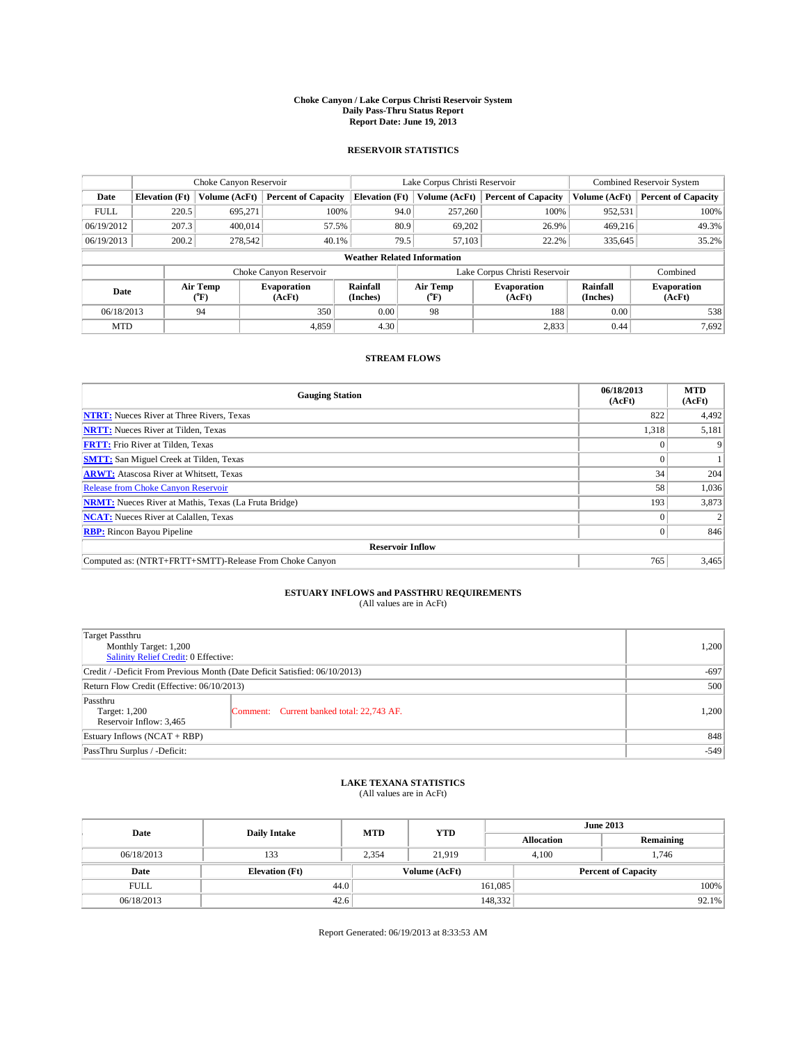# Choke Canyon / Lake Corpus Christi Reservoir System
## Daily Pass-Thru Status Report
### Report Date: June 19, 2013

## RESERVOIR STATISTICS

| | Choke Canyon Reservoir | | | Lake Corpus Christi Reservoir | | | Combined Reservoir System | |
|---|---|---|---|---|---|---|---|---|
| Date | Elevation (Ft) | Volume (AcFt) | Percent of Capacity | Elevation (Ft) | Volume (AcFt) | Percent of Capacity | Volume (AcFt) | Percent of Capacity |
| FULL | 220.5 | 695,271 | 100% | 94.0 | 257,260 | 100% | 952,531 | 100% |
| 06/19/2012 | 207.3 | 400,014 | 57.5% | 80.9 | 69,202 | 26.9% | 469,216 | 49.3% |
| 06/19/2013 | 200.2 | 278,542 | 40.1% | 79.5 | 57,103 | 22.2% | 335,645 | 35.2% |

**Weather Related Information**

| | Choke Canyon Reservoir | | | Lake Corpus Christi Reservoir | | | Combined |
|---|---|---|---|---|---|---|---|
| Date | Air Temp (°F) | Evaporation (AcFt) | Rainfall (Inches) | Air Temp (°F) | Evaporation (AcFt) | Rainfall (Inches) | Evaporation (AcFt) |
| 06/18/2013 | 94 | 350 | 0.00 | 98 | 188 | 0.00 | 538 |
| MTD | | 4,859 | 4.30 | | 2,833 | 0.44 | 7,692 |

## STREAM FLOWS

| Gauging Station | 06/18/2013 (AcFt) | MTD (AcFt) |
|---|---|---|
| **NTRT:** Nueces River at Three Rivers, Texas | 822 | 4,492 |
| **NRTT:** Nueces River at Tilden, Texas | 1,318 | 5,181 |
| **FRTT:** Frio River at Tilden, Texas | 0 | 9 |
| **SMTT:** San Miguel Creek at Tilden, Texas | 0 | 1 |
| **ARWT:** Atascosa River at Whitsett, Texas | 34 | 204 |
| Release from Choke Canyon Reservoir | 58 | 1,036 |
| **NRMT:** Nueces River at Mathis, Texas (La Fruta Bridge) | 193 | 3,873 |
| **NCAT:** Nueces River at Calallen, Texas | 0 | 2 |
| **RBP:** Rincon Bayou Pipeline | 0 | 846 |
| **Reservoir Inflow** | | |
| Computed as: (NTRT+FRTT+SMTT)-Release From Choke Canyon | 765 | 3,465 |

## ESTUARY INFLOWS and PASSTHRU REQUIREMENTS
(All values are in AcFt)

| | | |
|---|---|---|
| Target Passthru<br>Monthly Target: 1,200<br>Salinity Relief Credit: 0 Effective: | | 1,200 |
| Credit / -Deficit From Previous Month (Date Deficit Satisfied: 06/10/2013) | | -697 |
| Return Flow Credit (Effective: 06/10/2013) | | 500 |
| Passthru<br>Target: 1,200<br>Reservoir Inflow: 3,465 | Comment: Current banked total: 22,743 AF. | 1,200 |
| Estuary Inflows (NCAT + RBP) | | 848 |
| PassThru Surplus / -Deficit: | | -549 |

## LAKE TEXANA STATISTICS
(All values are in AcFt)

| Date | Daily Intake | MTD | YTD | June 2013 Allocation | June 2013 Remaining |
|---|---|---|---|---|---|
| 06/18/2013 | 133 | 2,354 | 21,919 | 4,100 | 1,746 |

| Date | Elevation (Ft) | Volume (AcFt) | Percent of Capacity |
|---|---|---|---|
| FULL | 44.0 | 161,085 | 100% |
| 06/18/2013 | 42.6 | 148,332 | 92.1% |

Report Generated: 06/19/2013 at 8:33:53 AM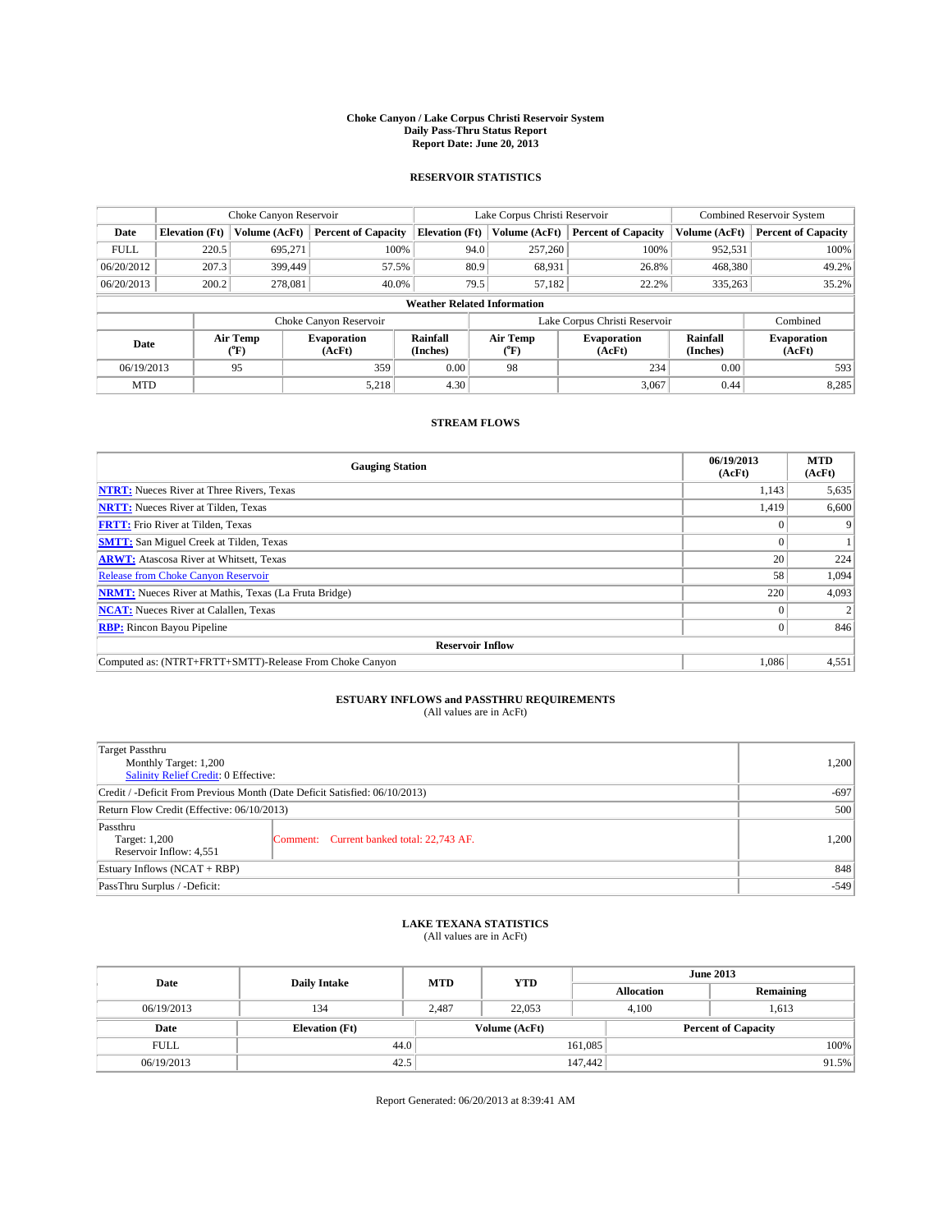# Choke Canyon / Lake Corpus Christi Reservoir System
## Daily Pass-Thru Status Report
## Report Date: June 20, 2013

### RESERVOIR STATISTICS

| | Choke Canyon Reservoir | | | Lake Corpus Christi Reservoir | | | Combined Reservoir System | |
|---|---|---|---|---|---|---|---|---|
| Date | Elevation (Ft) | Volume (AcFt) | Percent of Capacity | Elevation (Ft) | Volume (AcFt) | Percent of Capacity | Volume (AcFt) | Percent of Capacity |
| FULL | 220.5 | 695,271 | 100% | 94.0 | 257,260 | 100% | 952,531 | 100% |
| 06/20/2012 | 207.3 | 399,449 | 57.5% | 80.9 | 68,931 | 26.8% | 468,380 | 49.2% |
| 06/20/2013 | 200.2 | 278,081 | 40.0% | 79.5 | 57,182 | 22.2% | 335,263 | 35.2% |

**Weather Related Information**

| | Choke Canyon Reservoir | | | Lake Corpus Christi Reservoir | | | Combined |
|---|---|---|---|---|---|---|---|
| Date | Air Temp (°F) | Evaporation (AcFt) | Rainfall (Inches) | Air Temp (°F) | Evaporation (AcFt) | Rainfall (Inches) | Evaporation (AcFt) |
| 06/19/2013 | 95 | 359 | 0.00 | 98 | 234 | 0.00 | 593 |
| MTD | | 5,218 | 4.30 | | 3,067 | 0.44 | 8,285 |

### STREAM FLOWS

| Gauging Station | 06/19/2013 (AcFt) | MTD (AcFt) |
|---|---|---|
| **NTRT:** Nueces River at Three Rivers, Texas | 1,143 | 5,635 |
| **NRTT:** Nueces River at Tilden, Texas | 1,419 | 6,600 |
| **FRTT:** Frio River at Tilden, Texas | 0 | 9 |
| **SMTT:** San Miguel Creek at Tilden, Texas | 0 | 1 |
| **ARWT:** Atascosa River at Whitsett, Texas | 20 | 224 |
| Release from Choke Canyon Reservoir | 58 | 1,094 |
| **NRMT:** Nueces River at Mathis, Texas (La Fruta Bridge) | 220 | 4,093 |
| **NCAT:** Nueces River at Calallen, Texas | 0 | 2 |
| **RBP:** Rincon Bayou Pipeline | 0 | 846 |
| **Reservoir Inflow** | | |
| Computed as: (NTRT+FRTT+SMTT)-Release From Choke Canyon | 1,086 | 4,551 |

### ESTUARY INFLOWS and PASSTHRU REQUIREMENTS
(All values are in AcFt)

| | | |
|---|---|---|
| Target Passthru<br>Monthly Target: 1,200<br>Salinity Relief Credit: 0 Effective: | | 1,200 |
| Credit / -Deficit From Previous Month (Date Deficit Satisfied: 06/10/2013) | | -697 |
| Return Flow Credit (Effective: 06/10/2013) | | 500 |
| Passthru<br>Target: 1,200<br>Reservoir Inflow: 4,551 | Comment: Current banked total: 22,743 AF. | 1,200 |
| Estuary Inflows (NCAT + RBP) | | 848 |
| PassThru Surplus / -Deficit: | | -549 |

### LAKE TEXANA STATISTICS
(All values are in AcFt)

| Date | Daily Intake | MTD | YTD | June 2013 Allocation | June 2013 Remaining |
|---|---|---|---|---|---|
| 06/19/2013 | 134 | 2,487 | 22,053 | 4,100 | 1,613 |

| Date | Elevation (Ft) | Volume (AcFt) | Percent of Capacity |
|---|---|---|---|
| FULL | 44.0 | 161,085 | 100% |
| 06/19/2013 | 42.5 | 147,442 | 91.5% |

Report Generated: 06/20/2013 at 8:39:41 AM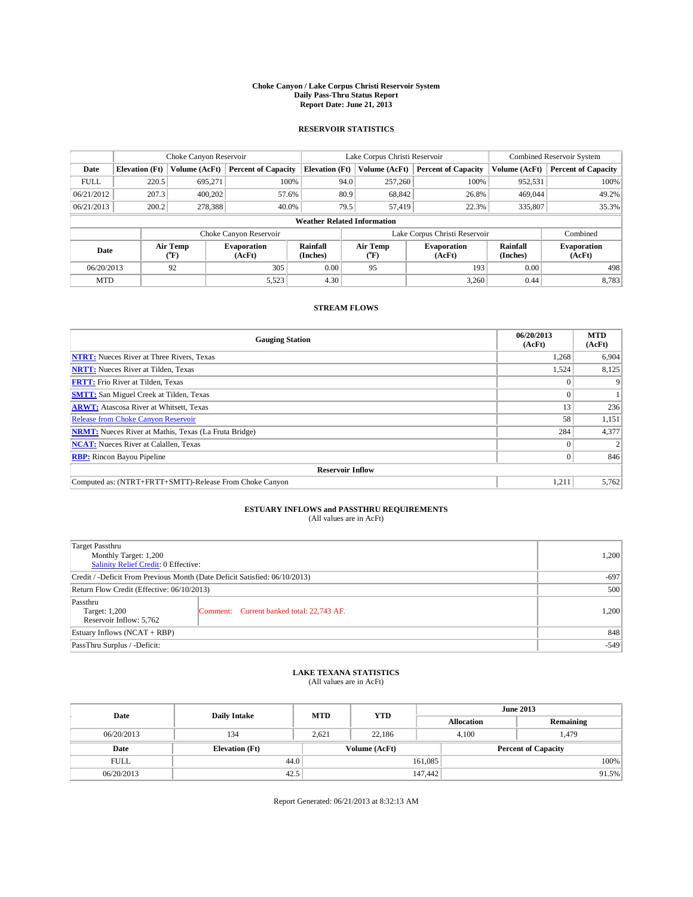# Choke Canyon / Lake Corpus Christi Reservoir System
## Daily Pass-Thru Status Report
### Report Date: June 21, 2013

## RESERVOIR STATISTICS

| | Choke Canyon Reservoir | | | Lake Corpus Christi Reservoir | | | Combined Reservoir System | |
|---|---|---|---|---|---|---|---|---|
| Date | Elevation (Ft) | Volume (AcFt) | Percent of Capacity | Elevation (Ft) | Volume (AcFt) | Percent of Capacity | Volume (AcFt) | Percent of Capacity |
| FULL | 220.5 | 695,271 | 100% | 94.0 | 257,260 | 100% | 952,531 | 100% |
| 06/21/2012 | 207.3 | 400,202 | 57.6% | 80.9 | 68,842 | 26.8% | 469,044 | 49.2% |
| 06/21/2013 | 200.2 | 278,388 | 40.0% | 79.5 | 57,419 | 22.3% | 335,807 | 35.3% |

**Weather Related Information**

| | Choke Canyon Reservoir | | | Lake Corpus Christi Reservoir | | | Combined |
|---|---|---|---|---|---|---|---|
| Date | Air Temp (°F) | Evaporation (AcFt) | Rainfall (Inches) | Air Temp (°F) | Evaporation (AcFt) | Rainfall (Inches) | Evaporation (AcFt) |
| 06/20/2013 | 92 | 305 | 0.00 | 95 | 193 | 0.00 | 498 |
| MTD | | 5,523 | 4.30 | | 3,260 | 0.44 | 8,783 |

## STREAM FLOWS

| Gauging Station | 06/20/2013 (AcFt) | MTD (AcFt) |
|---|---|---|
| **NTRT:** Nueces River at Three Rivers, Texas | 1,268 | 6,904 |
| **NRTT:** Nueces River at Tilden, Texas | 1,524 | 8,125 |
| **FRTT:** Frio River at Tilden, Texas | 0 | 9 |
| **SMTT:** San Miguel Creek at Tilden, Texas | 0 | 1 |
| **ARWT:** Atascosa River at Whitsett, Texas | 13 | 236 |
| Release from Choke Canyon Reservoir | 58 | 1,151 |
| **NRMT:** Nueces River at Mathis, Texas (La Fruta Bridge) | 284 | 4,377 |
| **NCAT:** Nueces River at Calallen, Texas | 0 | 2 |
| **RBP:** Rincon Bayou Pipeline | 0 | 846 |
| **Reservoir Inflow** | | |
| Computed as: (NTRT+FRTT+SMTT)-Release From Choke Canyon | 1,211 | 5,762 |

## ESTUARY INFLOWS and PASSTHRU REQUIREMENTS
(All values are in AcFt)

| | | |
|---|---|---|
| Target Passthru<br>Monthly Target: 1,200<br>Salinity Relief Credit: 0 Effective: | | 1,200 |
| Credit / -Deficit From Previous Month (Date Deficit Satisfied: 06/10/2013) | | -697 |
| Return Flow Credit (Effective: 06/10/2013) | | 500 |
| Passthru<br>Target: 1,200<br>Reservoir Inflow: 5,762 | Comment: Current banked total: 22,743 AF. | 1,200 |
| Estuary Inflows (NCAT + RBP) | | 848 |
| PassThru Surplus / -Deficit: | | -549 |

## LAKE TEXANA STATISTICS
(All values are in AcFt)

| Date | Daily Intake | MTD | YTD | June 2013 Allocation | June 2013 Remaining |
|---|---|---|---|---|---|
| 06/20/2013 | 134 | 2,621 | 22,186 | 4,100 | 1,479 |

| Date | Elevation (Ft) | Volume (AcFt) | Percent of Capacity |
|---|---|---|---|
| FULL | 44.0 | 161,085 | 100% |
| 06/20/2013 | 42.5 | 147,442 | 91.5% |

Report Generated: 06/21/2013 at 8:32:13 AM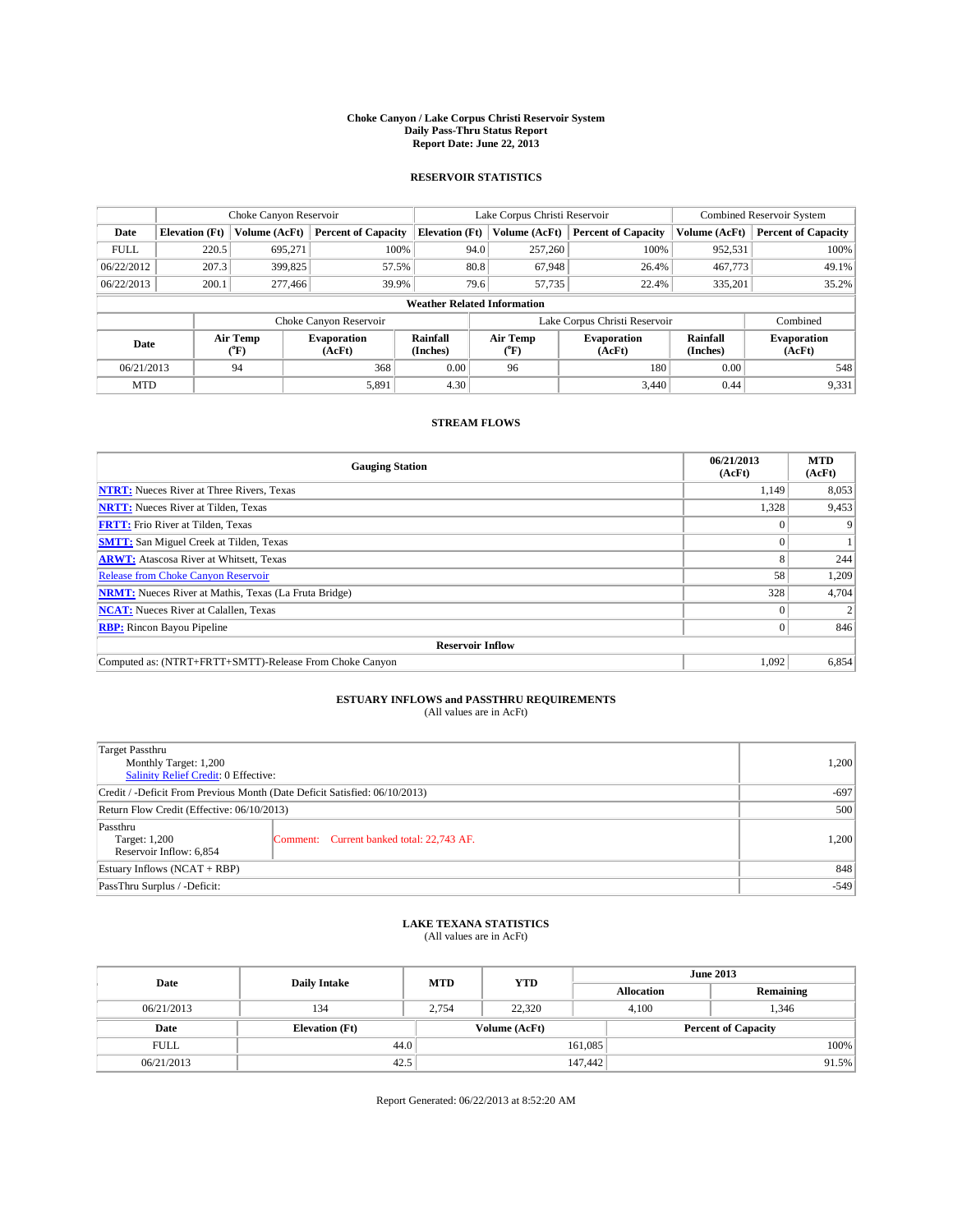# Choke Canyon / Lake Corpus Christi Reservoir System
## Daily Pass-Thru Status Report
### Report Date: June 22, 2013

## RESERVOIR STATISTICS

| | Choke Canyon Reservoir | | | Lake Corpus Christi Reservoir | | | Combined Reservoir System | |
|---|---|---|---|---|---|---|---|---|
| Date | Elevation (Ft) | Volume (AcFt) | Percent of Capacity | Elevation (Ft) | Volume (AcFt) | Percent of Capacity | Volume (AcFt) | Percent of Capacity |
| FULL | 220.5 | 695,271 | 100% | 94.0 | 257,260 | 100% | 952,531 | 100% |
| 06/22/2012 | 207.3 | 399,825 | 57.5% | 80.8 | 67,948 | 26.4% | 467,773 | 49.1% |
| 06/22/2013 | 200.1 | 277,466 | 39.9% | 79.6 | 57,735 | 22.4% | 335,201 | 35.2% |

### Weather Related Information

| | Choke Canyon Reservoir | | | Lake Corpus Christi Reservoir | | | Combined |
|---|---|---|---|---|---|---|---|
| Date | Air Temp (°F) | Evaporation (AcFt) | Rainfall (Inches) | Air Temp (°F) | Evaporation (AcFt) | Rainfall (Inches) | Evaporation (AcFt) |
| 06/21/2013 | 94 | 368 | 0.00 | 96 | 180 | 0.00 | 548 |
| MTD | | 5,891 | 4.30 | | 3,440 | 0.44 | 9,331 |

## STREAM FLOWS

| Gauging Station | 06/21/2013 (AcFt) | MTD (AcFt) |
|---|---|---|
| NTRT: Nueces River at Three Rivers, Texas | 1,149 | 8,053 |
| NRTT: Nueces River at Tilden, Texas | 1,328 | 9,453 |
| FRTT: Frio River at Tilden, Texas | 0 | 9 |
| SMTT: San Miguel Creek at Tilden, Texas | 0 | 1 |
| ARWT: Atascosa River at Whitsett, Texas | 8 | 244 |
| Release from Choke Canyon Reservoir | 58 | 1,209 |
| NRMT: Nueces River at Mathis, Texas (La Fruta Bridge) | 328 | 4,704 |
| NCAT: Nueces River at Calallen, Texas | 0 | 2 |
| RBP: Rincon Bayou Pipeline | 0 | 846 |
| **Reservoir Inflow** | | |
| Computed as: (NTRT+FRTT+SMTT)-Release From Choke Canyon | 1,092 | 6,854 |

## ESTUARY INFLOWS and PASSTHRU REQUIREMENTS
(All values are in AcFt)

| | | |
|---|---|---|
| Target Passthru<br>Monthly Target: 1,200<br>Salinity Relief Credit: 0 Effective: | | 1,200 |
| Credit / -Deficit From Previous Month (Date Deficit Satisfied: 06/10/2013) | | -697 |
| Return Flow Credit (Effective: 06/10/2013) | | 500 |
| Passthru<br>Target: 1,200<br>Reservoir Inflow: 6,854 | Comment: Current banked total: 22,743 AF. | 1,200 |
| Estuary Inflows (NCAT + RBP) | | 848 |
| PassThru Surplus / -Deficit: | | -549 |

## LAKE TEXANA STATISTICS
(All values are in AcFt)

| Date | Daily Intake | MTD | YTD | June 2013 Allocation | June 2013 Remaining |
|---|---|---|---|---|---|
| 06/21/2013 | 134 | 2,754 | 22,320 | 4,100 | 1,346 |

| Date | Elevation (Ft) | Volume (AcFt) | Percent of Capacity |
|---|---|---|---|
| FULL | 44.0 | 161,085 | 100% |
| 06/21/2013 | 42.5 | 147,442 | 91.5% |

Report Generated: 06/22/2013 at 8:52:20 AM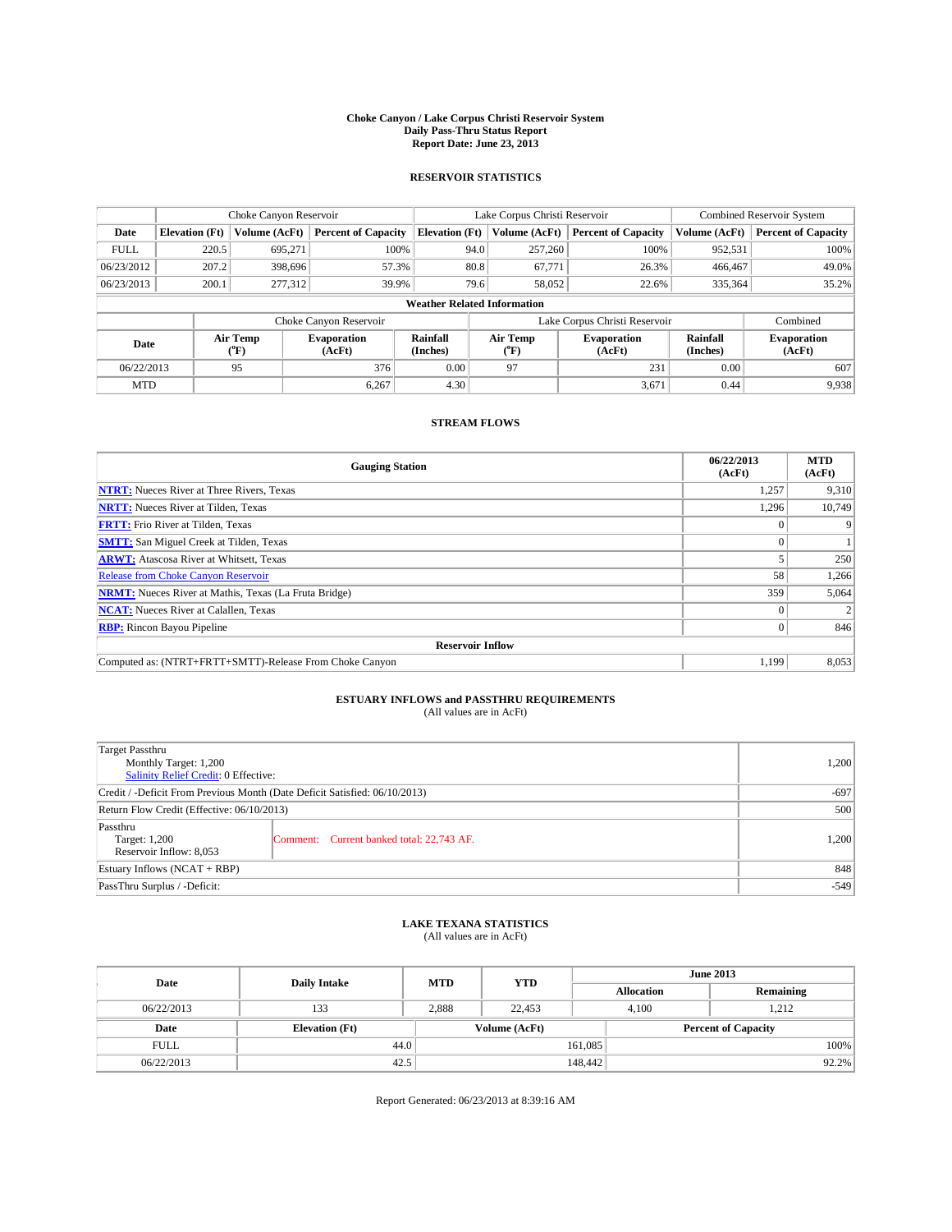**Choke Canyon / Lake Corpus Christi Reservoir System**
**Daily Pass-Thru Status Report**
**Report Date: June 23, 2013**

### RESERVOIR STATISTICS

| | Choke Canyon Reservoir | | | Lake Corpus Christi Reservoir | | | Combined Reservoir System | |
|---|---|---|---|---|---|---|---|---|
| **Date** | **Elevation (Ft)** | **Volume (AcFt)** | **Percent of Capacity** | **Elevation (Ft)** | **Volume (AcFt)** | **Percent of Capacity** | **Volume (AcFt)** | **Percent of Capacity** |
| FULL | 220.5 | 695,271 | 100% | 94.0 | 257,260 | 100% | 952,531 | 100% |
| 06/23/2012 | 207.2 | 398,696 | 57.3% | 80.8 | 67,771 | 26.3% | 466,467 | 49.0% |
| 06/23/2013 | 200.1 | 277,312 | 39.9% | 79.6 | 58,052 | 22.6% | 335,364 | 35.2% |

**Weather Related Information**

| | Choke Canyon Reservoir | | | Lake Corpus Christi Reservoir | | | Combined |
|---|---|---|---|---|---|---|---|
| **Date** | **Air Temp (°F)** | **Evaporation (AcFt)** | **Rainfall (Inches)** | **Air Temp (°F)** | **Evaporation (AcFt)** | **Rainfall (Inches)** | **Evaporation (AcFt)** |
| 06/22/2013 | 95 | 376 | 0.00 | 97 | 231 | 0.00 | 607 |
| MTD | | 6,267 | 4.30 | | 3,671 | 0.44 | 9,938 |

### STREAM FLOWS

| Gauging Station | 06/22/2013 (AcFt) | MTD (AcFt) |
|---|---|---|
| **NTRT:** Nueces River at Three Rivers, Texas | 1,257 | 9,310 |
| **NRTT:** Nueces River at Tilden, Texas | 1,296 | 10,749 |
| **FRTT:** Frio River at Tilden, Texas | 0 | 9 |
| **SMTT:** San Miguel Creek at Tilden, Texas | 0 | 1 |
| **ARWT:** Atascosa River at Whitsett, Texas | 5 | 250 |
| Release from Choke Canyon Reservoir | 58 | 1,266 |
| **NRMT:** Nueces River at Mathis, Texas (La Fruta Bridge) | 359 | 5,064 |
| **NCAT:** Nueces River at Calallen, Texas | 0 | 2 |
| **RBP:** Rincon Bayou Pipeline | 0 | 846 |
| **Reservoir Inflow** | | |
| Computed as: (NTRT+FRTT+SMTT)-Release From Choke Canyon | 1,199 | 8,053 |

### ESTUARY INFLOWS and PASSTHRU REQUIREMENTS
(All values are in AcFt)

| | | |
|---|---|---|
| Target Passthru<br>Monthly Target: 1,200<br>Salinity Relief Credit: 0 Effective: | | 1,200 |
| Credit / -Deficit From Previous Month (Date Deficit Satisfied: 06/10/2013) | | -697 |
| Return Flow Credit (Effective: 06/10/2013) | | 500 |
| Passthru<br>Target: 1,200<br>Reservoir Inflow: 8,053 | Comment: Current banked total: 22,743 AF. | 1,200 |
| Estuary Inflows (NCAT + RBP) | | 848 |
| PassThru Surplus / -Deficit: | | -549 |

### LAKE TEXANA STATISTICS
(All values are in AcFt)

| Date | Daily Intake | MTD | YTD | June 2013 Allocation | June 2013 Remaining |
|---|---|---|---|---|---|
| 06/22/2013 | 133 | 2,888 | 22,453 | 4,100 | 1,212 |

| Date | Elevation (Ft) | Volume (AcFt) | Percent of Capacity |
|---|---|---|---|
| FULL | 44.0 | 161,085 | 100% |
| 06/22/2013 | 42.5 | 148,442 | 92.2% |

Report Generated: 06/23/2013 at 8:39:16 AM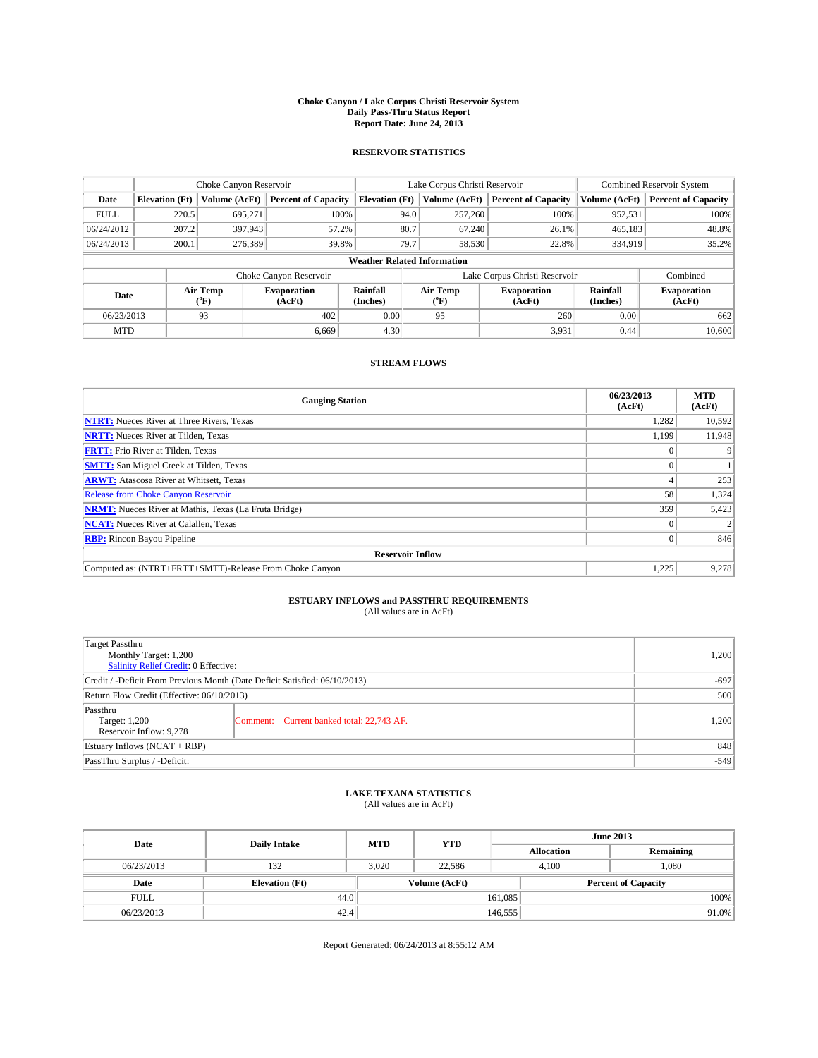# Choke Canyon / Lake Corpus Christi Reservoir System
## Daily Pass-Thru Status Report
## Report Date: June 24, 2013

### RESERVOIR STATISTICS

| | Choke Canyon Reservoir | | | Lake Corpus Christi Reservoir | | | Combined Reservoir System | |
|---|---|---|---|---|---|---|---|---|
| Date | Elevation (Ft) | Volume (AcFt) | Percent of Capacity | Elevation (Ft) | Volume (AcFt) | Percent of Capacity | Volume (AcFt) | Percent of Capacity |
| FULL | 220.5 | 695,271 | 100% | 94.0 | 257,260 | 100% | 952,531 | 100% |
| 06/24/2012 | 207.2 | 397,943 | 57.2% | 80.7 | 67,240 | 26.1% | 465,183 | 48.8% |
| 06/24/2013 | 200.1 | 276,389 | 39.8% | 79.7 | 58,530 | 22.8% | 334,919 | 35.2% |

**Weather Related Information**

| | Choke Canyon Reservoir | | | Lake Corpus Christi Reservoir | | | Combined |
|---|---|---|---|---|---|---|---|
| Date | Air Temp (°F) | Evaporation (AcFt) | Rainfall (Inches) | Air Temp (°F) | Evaporation (AcFt) | Rainfall (Inches) | Evaporation (AcFt) |
| 06/23/2013 | 93 | 402 | 0.00 | 95 | 260 | 0.00 | 662 |
| MTD | | 6,669 | 4.30 | | 3,931 | 0.44 | 10,600 |

### STREAM FLOWS

| Gauging Station | 06/23/2013 (AcFt) | MTD (AcFt) |
|---|---|---|
| **NTRT:** Nueces River at Three Rivers, Texas | 1,282 | 10,592 |
| **NRTT:** Nueces River at Tilden, Texas | 1,199 | 11,948 |
| **FRTT:** Frio River at Tilden, Texas | 0 | 9 |
| **SMTT:** San Miguel Creek at Tilden, Texas | 0 | 1 |
| **ARWT:** Atascosa River at Whitsett, Texas | 4 | 253 |
| Release from Choke Canyon Reservoir | 58 | 1,324 |
| **NRMT:** Nueces River at Mathis, Texas (La Fruta Bridge) | 359 | 5,423 |
| **NCAT:** Nueces River at Calallen, Texas | 0 | 2 |
| **RBP:** Rincon Bayou Pipeline | 0 | 846 |
| **Reservoir Inflow** | | |
| Computed as: (NTRT+FRTT+SMTT)-Release From Choke Canyon | 1,225 | 9,278 |

### ESTUARY INFLOWS and PASSTHRU REQUIREMENTS
(All values are in AcFt)

| | | |
|---|---|---|
| Target Passthru<br>Monthly Target: 1,200<br>Salinity Relief Credit: 0 Effective: | | 1,200 |
| Credit / -Deficit From Previous Month (Date Deficit Satisfied: 06/10/2013) | | -697 |
| Return Flow Credit (Effective: 06/10/2013) | | 500 |
| Passthru<br>Target: 1,200<br>Reservoir Inflow: 9,278 | Comment: Current banked total: 22,743 AF. | 1,200 |
| Estuary Inflows (NCAT + RBP) | | 848 |
| PassThru Surplus / -Deficit: | | -549 |

### LAKE TEXANA STATISTICS
(All values are in AcFt)

| Date | Daily Intake | MTD | YTD | June 2013 Allocation | June 2013 Remaining |
|---|---|---|---|---|---|
| 06/23/2013 | 132 | 3,020 | 22,586 | 4,100 | 1,080 |

| Date | Elevation (Ft) | Volume (AcFt) | Percent of Capacity |
|---|---|---|---|
| FULL | 44.0 | 161,085 | 100% |
| 06/23/2013 | 42.4 | 146,555 | 91.0% |

Report Generated: 06/24/2013 at 8:55:12 AM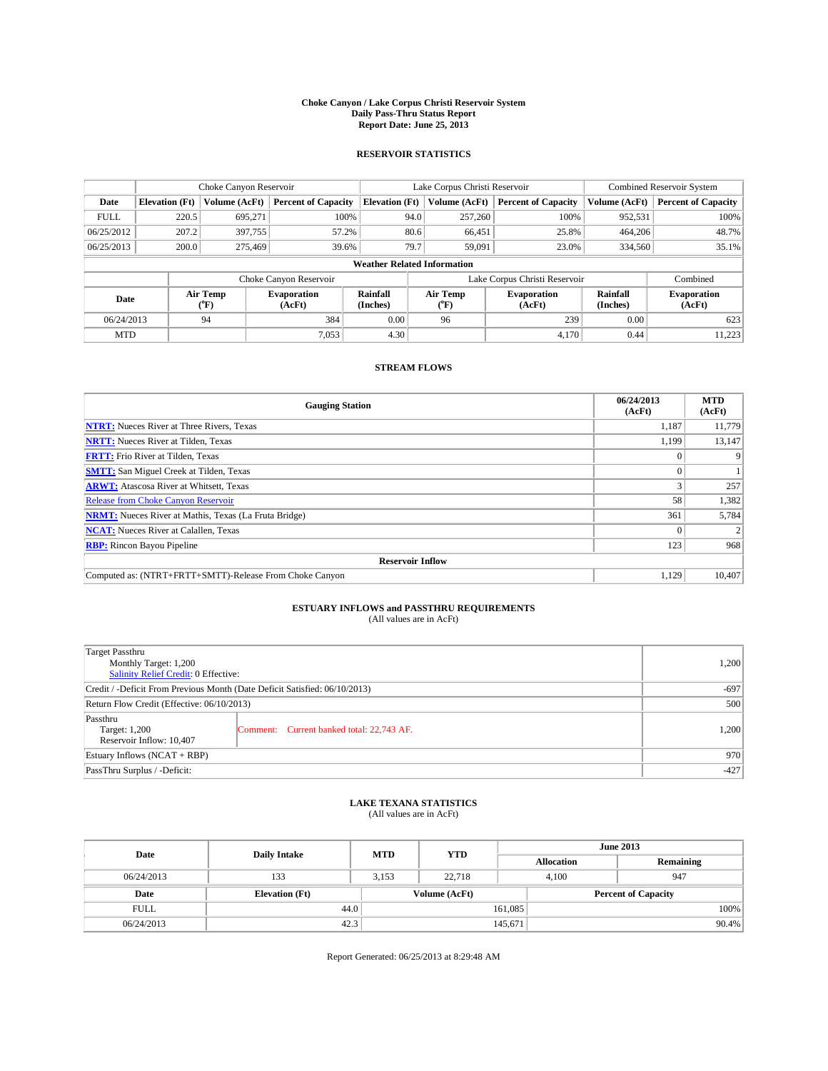# Choke Canyon / Lake Corpus Christi Reservoir System
## Daily Pass-Thru Status Report
### Report Date: June 25, 2013

## RESERVOIR STATISTICS

| | Choke Canyon Reservoir | | | Lake Corpus Christi Reservoir | | | Combined Reservoir System | |
|---|---|---|---|---|---|---|---|---|
| Date | Elevation (Ft) | Volume (AcFt) | Percent of Capacity | Elevation (Ft) | Volume (AcFt) | Percent of Capacity | Volume (AcFt) | Percent of Capacity |
| FULL | 220.5 | 695,271 | 100% | 94.0 | 257,260 | 100% | 952,531 | 100% |
| 06/25/2012 | 207.2 | 397,755 | 57.2% | 80.6 | 66,451 | 25.8% | 464,206 | 48.7% |
| 06/25/2013 | 200.0 | 275,469 | 39.6% | 79.7 | 59,091 | 23.0% | 334,560 | 35.1% |

**Weather Related Information**

| | Choke Canyon Reservoir | | | Lake Corpus Christi Reservoir | | | Combined |
|---|---|---|---|---|---|---|---|
| Date | Air Temp (°F) | Evaporation (AcFt) | Rainfall (Inches) | Air Temp (°F) | Evaporation (AcFt) | Rainfall (Inches) | Evaporation (AcFt) |
| 06/24/2013 | 94 | 384 | 0.00 | 96 | 239 | 0.00 | 623 |
| MTD | | 7,053 | 4.30 | | 4,170 | 0.44 | 11,223 |

## STREAM FLOWS

| Gauging Station | 06/24/2013 (AcFt) | MTD (AcFt) |
|---|---|---|
| NTRT: Nueces River at Three Rivers, Texas | 1,187 | 11,779 |
| NRTT: Nueces River at Tilden, Texas | 1,199 | 13,147 |
| FRTT: Frio River at Tilden, Texas | 0 | 9 |
| SMTT: San Miguel Creek at Tilden, Texas | 0 | 1 |
| ARWT: Atascosa River at Whitsett, Texas | 3 | 257 |
| Release from Choke Canyon Reservoir | 58 | 1,382 |
| NRMT: Nueces River at Mathis, Texas (La Fruta Bridge) | 361 | 5,784 |
| NCAT: Nueces River at Calallen, Texas | 0 | 2 |
| RBP: Rincon Bayou Pipeline | 123 | 968 |
| **Reservoir Inflow** | | |
| Computed as: (NTRT+FRTT+SMTT)-Release From Choke Canyon | 1,129 | 10,407 |

## ESTUARY INFLOWS and PASSTHRU REQUIREMENTS
(All values are in AcFt)

| | | |
|---|---|---|
| Target Passthru<br>Monthly Target: 1,200<br>Salinity Relief Credit: 0 Effective: | | 1,200 |
| Credit / -Deficit From Previous Month (Date Deficit Satisfied: 06/10/2013) | | -697 |
| Return Flow Credit (Effective: 06/10/2013) | | 500 |
| Passthru<br>Target: 1,200<br>Reservoir Inflow: 10,407 | Comment: Current banked total: 22,743 AF. | 1,200 |
| Estuary Inflows (NCAT + RBP) | | 970 |
| PassThru Surplus / -Deficit: | | -427 |

## LAKE TEXANA STATISTICS
(All values are in AcFt)

| Date | Daily Intake | MTD | YTD | June 2013 Allocation | June 2013 Remaining |
|---|---|---|---|---|---|
| 06/24/2013 | 133 | 3,153 | 22,718 | 4,100 | 947 |

| Date | Elevation (Ft) | Volume (AcFt) | Percent of Capacity |
|---|---|---|---|
| FULL | 44.0 | 161,085 | 100% |
| 06/24/2013 | 42.3 | 145,671 | 90.4% |

Report Generated: 06/25/2013 at 8:29:48 AM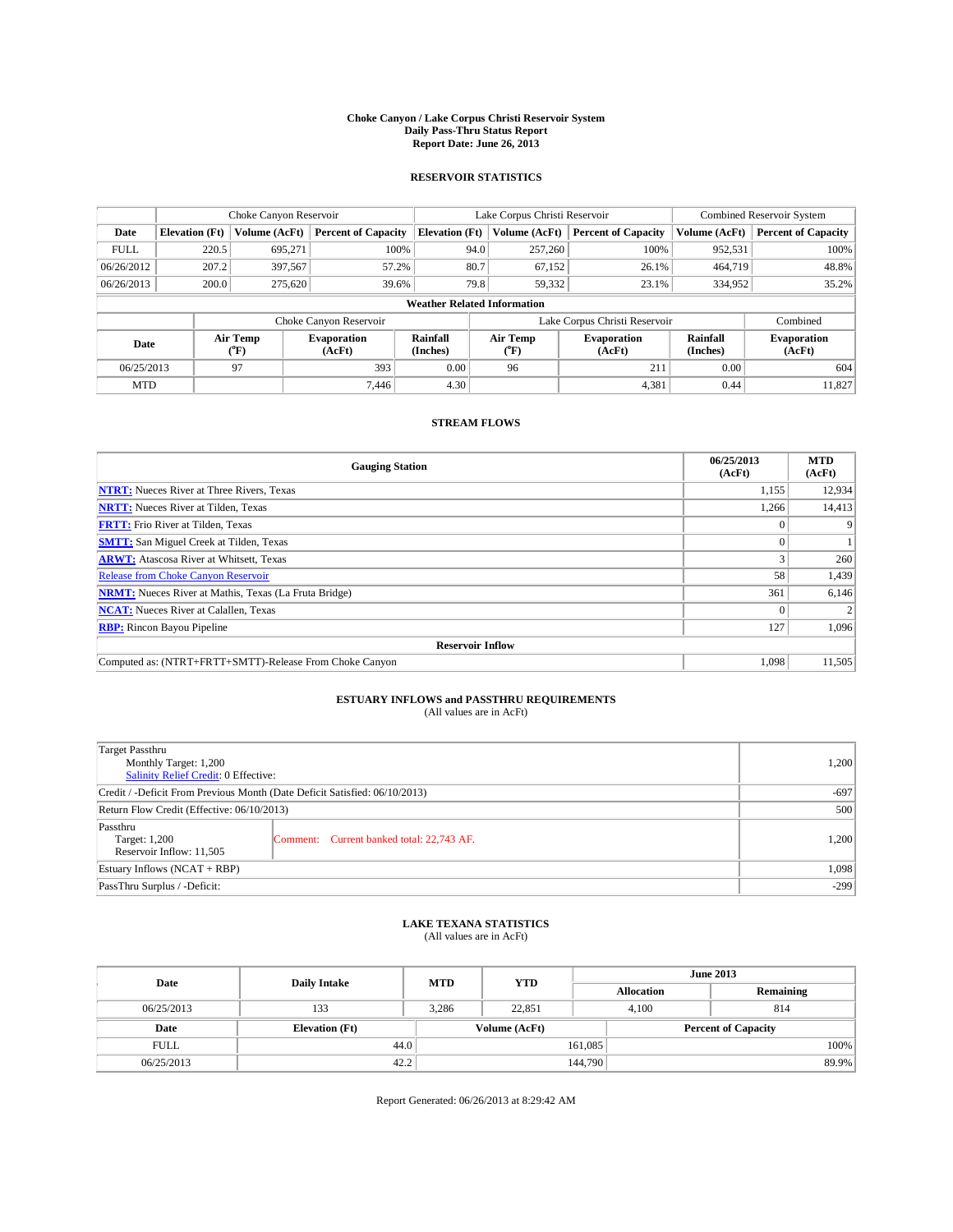# Choke Canyon / Lake Corpus Christi Reservoir System
## Daily Pass-Thru Status Report
## Report Date: June 26, 2013

### RESERVOIR STATISTICS

| | Choke Canyon Reservoir | | | Lake Corpus Christi Reservoir | | | Combined Reservoir System | |
|---|---|---|---|---|---|---|---|---|
| Date | Elevation (Ft) | Volume (AcFt) | Percent of Capacity | Elevation (Ft) | Volume (AcFt) | Percent of Capacity | Volume (AcFt) | Percent of Capacity |
| FULL | 220.5 | 695,271 | 100% | 94.0 | 257,260 | 100% | 952,531 | 100% |
| 06/26/2012 | 207.2 | 397,567 | 57.2% | 80.7 | 67,152 | 26.1% | 464,719 | 48.8% |
| 06/26/2013 | 200.0 | 275,620 | 39.6% | 79.8 | 59,332 | 23.1% | 334,952 | 35.2% |

**Weather Related Information**

| | Choke Canyon Reservoir | | | Lake Corpus Christi Reservoir | | | Combined |
|---|---|---|---|---|---|---|---|
| Date | Air Temp (°F) | Evaporation (AcFt) | Rainfall (Inches) | Air Temp (°F) | Evaporation (AcFt) | Rainfall (Inches) | Evaporation (AcFt) |
| 06/25/2013 | 97 | 393 | 0.00 | 96 | 211 | 0.00 | 604 |
| MTD | | 7,446 | 4.30 | | 4,381 | 0.44 | 11,827 |

### STREAM FLOWS

| Gauging Station | 06/25/2013 (AcFt) | MTD (AcFt) |
|---|---|---|
| **NTRT:** Nueces River at Three Rivers, Texas | 1,155 | 12,934 |
| **NRTT:** Nueces River at Tilden, Texas | 1,266 | 14,413 |
| **FRTT:** Frio River at Tilden, Texas | 0 | 9 |
| **SMTT:** San Miguel Creek at Tilden, Texas | 0 | 1 |
| **ARWT:** Atascosa River at Whitsett, Texas | 3 | 260 |
| Release from Choke Canyon Reservoir | 58 | 1,439 |
| **NRMT:** Nueces River at Mathis, Texas (La Fruta Bridge) | 361 | 6,146 |
| **NCAT:** Nueces River at Calallen, Texas | 0 | 2 |
| **RBP:** Rincon Bayou Pipeline | 127 | 1,096 |
| **Reservoir Inflow** | | |
| Computed as: (NTRT+FRTT+SMTT)-Release From Choke Canyon | 1,098 | 11,505 |

### ESTUARY INFLOWS and PASSTHRU REQUIREMENTS
(All values are in AcFt)

| | | |
|---|---|---|
| Target Passthru<br>Monthly Target: 1,200<br>Salinity Relief Credit: 0 Effective: | | 1,200 |
| Credit / -Deficit From Previous Month (Date Deficit Satisfied: 06/10/2013) | | -697 |
| Return Flow Credit (Effective: 06/10/2013) | | 500 |
| Passthru<br>Target: 1,200<br>Reservoir Inflow: 11,505 | Comment: Current banked total: 22,743 AF. | 1,200 |
| Estuary Inflows (NCAT + RBP) | | 1,098 |
| PassThru Surplus / -Deficit: | | -299 |

### LAKE TEXANA STATISTICS
(All values are in AcFt)

| Date | Daily Intake | MTD | YTD | June 2013 Allocation | June 2013 Remaining |
|---|---|---|---|---|---|
| 06/25/2013 | 133 | 3,286 | 22,851 | 4,100 | 814 |

| Date | Elevation (Ft) | Volume (AcFt) | Percent of Capacity |
|---|---|---|---|
| FULL | 44.0 | 161,085 | 100% |
| 06/25/2013 | 42.2 | 144,790 | 89.9% |

Report Generated: 06/26/2013 at 8:29:42 AM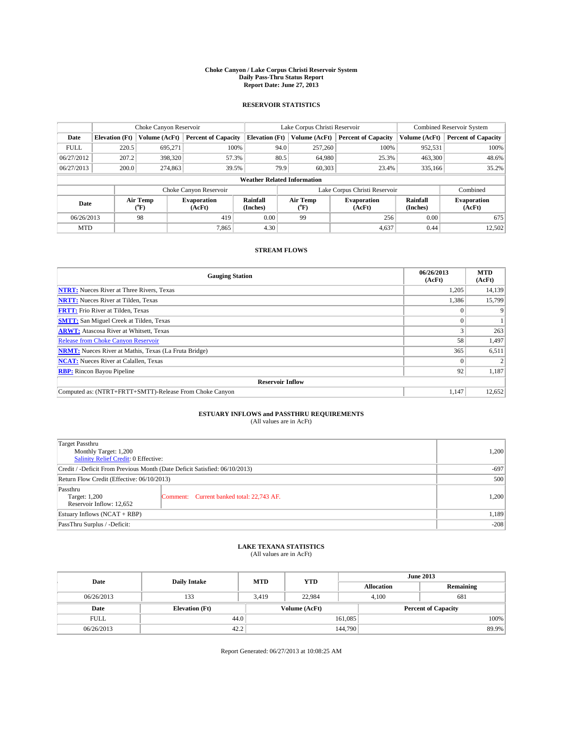**Choke Canyon / Lake Corpus Christi Reservoir System**
**Daily Pass-Thru Status Report**
**Report Date: June 27, 2013**

## RESERVOIR STATISTICS

| | Choke Canyon Reservoir | | | Lake Corpus Christi Reservoir | | | Combined Reservoir System | |
|---|---|---|---|---|---|---|---|---|
| Date | Elevation (Ft) | Volume (AcFt) | Percent of Capacity | Elevation (Ft) | Volume (AcFt) | Percent of Capacity | Volume (AcFt) | Percent of Capacity |
| FULL | 220.5 | 695,271 | 100% | 94.0 | 257,260 | 100% | 952,531 | 100% |
| 06/27/2012 | 207.2 | 398,320 | 57.3% | 80.5 | 64,980 | 25.3% | 463,300 | 48.6% |
| 06/27/2013 | 200.0 | 274,863 | 39.5% | 79.9 | 60,303 | 23.4% | 335,166 | 35.2% |

**Weather Related Information**

| | Choke Canyon Reservoir | | | Lake Corpus Christi Reservoir | | | Combined |
|---|---|---|---|---|---|---|---|
| Date | Air Temp (°F) | Evaporation (AcFt) | Rainfall (Inches) | Air Temp (°F) | Evaporation (AcFt) | Rainfall (Inches) | Evaporation (AcFt) |
| 06/26/2013 | 98 | 419 | 0.00 | 99 | 256 | 0.00 | 675 |
| MTD | | 7,865 | 4.30 | | 4,637 | 0.44 | 12,502 |

## STREAM FLOWS

| Gauging Station | 06/26/2013 (AcFt) | MTD (AcFt) |
|---|---|---|
| NTRT: Nueces River at Three Rivers, Texas | 1,205 | 14,139 |
| NRTT: Nueces River at Tilden, Texas | 1,386 | 15,799 |
| FRTT: Frio River at Tilden, Texas | 0 | 9 |
| SMTT: San Miguel Creek at Tilden, Texas | 0 | 1 |
| ARWT: Atascosa River at Whitsett, Texas | 3 | 263 |
| Release from Choke Canyon Reservoir | 58 | 1,497 |
| NRMT: Nueces River at Mathis, Texas (La Fruta Bridge) | 365 | 6,511 |
| NCAT: Nueces River at Calallen, Texas | 0 | 2 |
| RBP: Rincon Bayou Pipeline | 92 | 1,187 |
| **Reservoir Inflow** | | |
| Computed as: (NTRT+FRTT+SMTT)-Release From Choke Canyon | 1,147 | 12,652 |

## ESTUARY INFLOWS and PASSTHRU REQUIREMENTS

(All values are in AcFt)

| | | |
|---|---|---|
| Target Passthru<br>Monthly Target: 1,200<br>Salinity Relief Credit: 0 Effective: | | 1,200 |
| Credit / -Deficit From Previous Month (Date Deficit Satisfied: 06/10/2013) | | -697 |
| Return Flow Credit (Effective: 06/10/2013) | | 500 |
| Passthru<br>Target: 1,200<br>Reservoir Inflow: 12,652 | Comment: Current banked total: 22,743 AF. | 1,200 |
| Estuary Inflows (NCAT + RBP) | | 1,189 |
| PassThru Surplus / -Deficit: | | -208 |

## LAKE TEXANA STATISTICS

(All values are in AcFt)

| Date | Daily Intake | MTD | YTD | June 2013 Allocation | June 2013 Remaining |
|---|---|---|---|---|---|
| 06/26/2013 | 133 | 3,419 | 22,984 | 4,100 | 681 |

| Date | Elevation (Ft) | Volume (AcFt) | Percent of Capacity |
|---|---|---|---|
| FULL | 44.0 | 161,085 | 100% |
| 06/26/2013 | 42.2 | 144,790 | 89.9% |

Report Generated: 06/27/2013 at 10:08:25 AM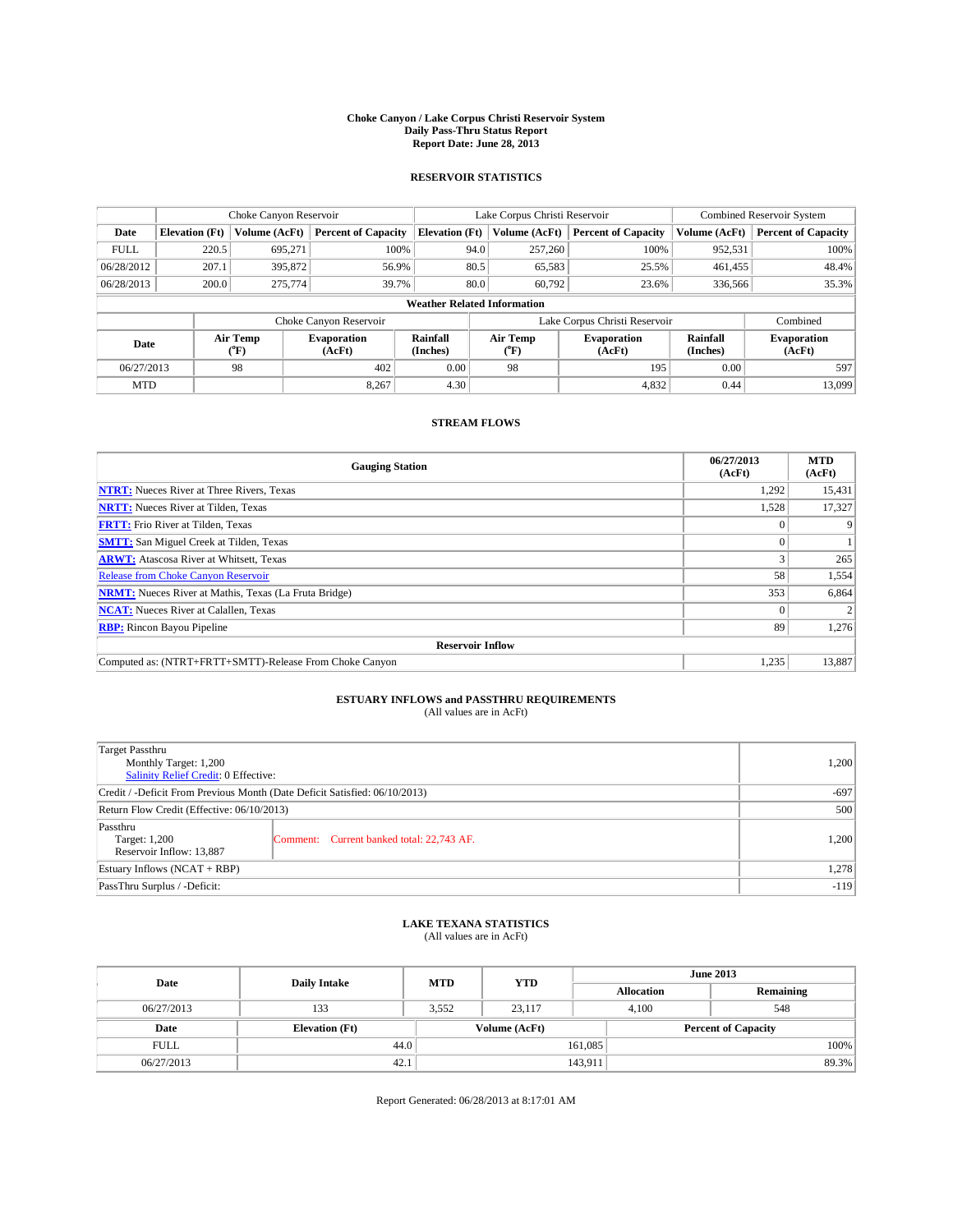**Choke Canyon / Lake Corpus Christi Reservoir System**
**Daily Pass-Thru Status Report**
**Report Date: June 28, 2013**

## RESERVOIR STATISTICS

| | Choke Canyon Reservoir | | | Lake Corpus Christi Reservoir | | | Combined Reservoir System | |
|---|---|---|---|---|---|---|---|---|
| Date | Elevation (Ft) | Volume (AcFt) | Percent of Capacity | Elevation (Ft) | Volume (AcFt) | Percent of Capacity | Volume (AcFt) | Percent of Capacity |
| FULL | 220.5 | 695,271 | 100% | 94.0 | 257,260 | 100% | 952,531 | 100% |
| 06/28/2012 | 207.1 | 395,872 | 56.9% | 80.5 | 65,583 | 25.5% | 461,455 | 48.4% |
| 06/28/2013 | 200.0 | 275,774 | 39.7% | 80.0 | 60,792 | 23.6% | 336,566 | 35.3% |

**Weather Related Information**

| | Choke Canyon Reservoir | | | Lake Corpus Christi Reservoir | | | Combined |
|---|---|---|---|---|---|---|---|
| Date | Air Temp (°F) | Evaporation (AcFt) | Rainfall (Inches) | Air Temp (°F) | Evaporation (AcFt) | Rainfall (Inches) | Evaporation (AcFt) |
| 06/27/2013 | 98 | 402 | 0.00 | 98 | 195 | 0.00 | 597 |
| MTD | | 8,267 | 4.30 | | 4,832 | 0.44 | 13,099 |

## STREAM FLOWS

| Gauging Station | 06/27/2013 (AcFt) | MTD (AcFt) |
|---|---|---|
| NTRT: Nueces River at Three Rivers, Texas | 1,292 | 15,431 |
| NRTT: Nueces River at Tilden, Texas | 1,528 | 17,327 |
| FRTT: Frio River at Tilden, Texas | 0 | 9 |
| SMTT: San Miguel Creek at Tilden, Texas | 0 | 1 |
| ARWT: Atascosa River at Whitsett, Texas | 3 | 265 |
| Release from Choke Canyon Reservoir | 58 | 1,554 |
| NRMT: Nueces River at Mathis, Texas (La Fruta Bridge) | 353 | 6,864 |
| NCAT: Nueces River at Calallen, Texas | 0 | 2 |
| RBP: Rincon Bayou Pipeline | 89 | 1,276 |
| **Reservoir Inflow** | | |
| Computed as: (NTRT+FRTT+SMTT)-Release From Choke Canyon | 1,235 | 13,887 |

## ESTUARY INFLOWS and PASSTHRU REQUIREMENTS
(All values are in AcFt)

| | | |
|---|---|---|
| Target Passthru<br>Monthly Target: 1,200<br>Salinity Relief Credit: 0 Effective: | | 1,200 |
| Credit / -Deficit From Previous Month (Date Deficit Satisfied: 06/10/2013) | | -697 |
| Return Flow Credit (Effective: 06/10/2013) | | 500 |
| Passthru<br>Target: 1,200<br>Reservoir Inflow: 13,887 | Comment: Current banked total: 22,743 AF. | 1,200 |
| Estuary Inflows (NCAT + RBP) | | 1,278 |
| PassThru Surplus / -Deficit: | | -119 |

## LAKE TEXANA STATISTICS
(All values are in AcFt)

| Date | Daily Intake | MTD | YTD | June 2013 Allocation | June 2013 Remaining |
|---|---|---|---|---|---|
| 06/27/2013 | 133 | 3,552 | 23,117 | 4,100 | 548 |

| Date | Elevation (Ft) | Volume (AcFt) | Percent of Capacity |
|---|---|---|---|
| FULL | 44.0 | 161,085 | 100% |
| 06/27/2013 | 42.1 | 143,911 | 89.3% |

Report Generated: 06/28/2013 at 8:17:01 AM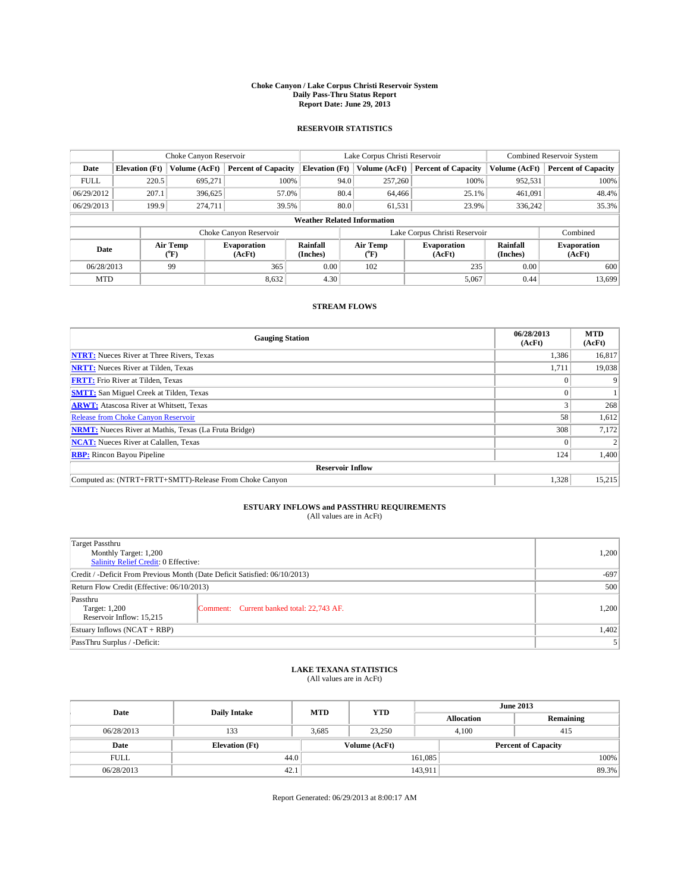# Choke Canyon / Lake Corpus Christi Reservoir System
## Daily Pass-Thru Status Report
## Report Date: June 29, 2013

### RESERVOIR STATISTICS

| | Choke Canyon Reservoir | | | Lake Corpus Christi Reservoir | | | Combined Reservoir System | |
|---|---|---|---|---|---|---|---|---|
| Date | Elevation (Ft) | Volume (AcFt) | Percent of Capacity | Elevation (Ft) | Volume (AcFt) | Percent of Capacity | Volume (AcFt) | Percent of Capacity |
| FULL | 220.5 | 695,271 | 100% | 94.0 | 257,260 | 100% | 952,531 | 100% |
| 06/29/2012 | 207.1 | 396,625 | 57.0% | 80.4 | 64,466 | 25.1% | 461,091 | 48.4% |
| 06/29/2013 | 199.9 | 274,711 | 39.5% | 80.0 | 61,531 | 23.9% | 336,242 | 35.3% |

**Weather Related Information**

| | Choke Canyon Reservoir | | | Lake Corpus Christi Reservoir | | | Combined |
|---|---|---|---|---|---|---|---|
| Date | Air Temp (°F) | Evaporation (AcFt) | Rainfall (Inches) | Air Temp (°F) | Evaporation (AcFt) | Rainfall (Inches) | Evaporation (AcFt) |
| 06/28/2013 | 99 | 365 | 0.00 | 102 | 235 | 0.00 | 600 |
| MTD | | 8,632 | 4.30 | | 5,067 | 0.44 | 13,699 |

### STREAM FLOWS

| Gauging Station | 06/28/2013 (AcFt) | MTD (AcFt) |
|---|---|---|
| NTRT: Nueces River at Three Rivers, Texas | 1,386 | 16,817 |
| NRTT: Nueces River at Tilden, Texas | 1,711 | 19,038 |
| FRTT: Frio River at Tilden, Texas | 0 | 9 |
| SMTT: San Miguel Creek at Tilden, Texas | 0 | 1 |
| ARWT: Atascosa River at Whitsett, Texas | 3 | 268 |
| Release from Choke Canyon Reservoir | 58 | 1,612 |
| NRMT: Nueces River at Mathis, Texas (La Fruta Bridge) | 308 | 7,172 |
| NCAT: Nueces River at Calallen, Texas | 0 | 2 |
| RBP: Rincon Bayou Pipeline | 124 | 1,400 |
| **Reservoir Inflow** | | |
| Computed as: (NTRT+FRTT+SMTT)-Release From Choke Canyon | 1,328 | 15,215 |

### ESTUARY INFLOWS and PASSTHRU REQUIREMENTS
(All values are in AcFt)

| | | |
|---|---|---|
| Target Passthru<br>Monthly Target: 1,200<br>Salinity Relief Credit: 0 Effective: | | 1,200 |
| Credit / -Deficit From Previous Month (Date Deficit Satisfied: 06/10/2013) | | -697 |
| Return Flow Credit (Effective: 06/10/2013) | | 500 |
| Passthru<br>Target: 1,200<br>Reservoir Inflow: 15,215 | Comment: Current banked total: 22,743 AF. | 1,200 |
| Estuary Inflows (NCAT + RBP) | | 1,402 |
| PassThru Surplus / -Deficit: | | 5 |

### LAKE TEXANA STATISTICS
(All values are in AcFt)

| Date | Daily Intake | MTD | YTD | June 2013 Allocation | June 2013 Remaining |
|---|---|---|---|---|---|
| 06/28/2013 | 133 | 3,685 | 23,250 | 4,100 | 415 |

| Date | Elevation (Ft) | Volume (AcFt) | Percent of Capacity |
|---|---|---|---|
| FULL | 44.0 | 161,085 | 100% |
| 06/28/2013 | 42.1 | 143,911 | 89.3% |

Report Generated: 06/29/2013 at 8:00:17 AM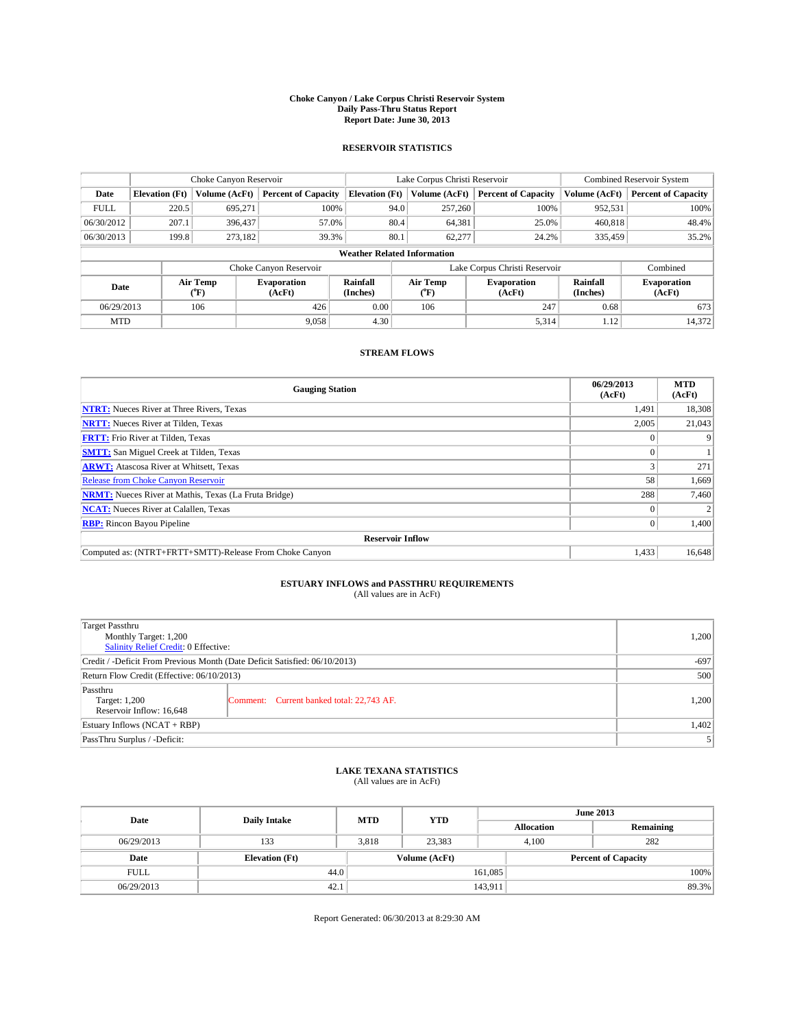**Choke Canyon / Lake Corpus Christi Reservoir System**
**Daily Pass-Thru Status Report**
**Report Date: June 30, 2013**

## RESERVOIR STATISTICS

| | Choke Canyon Reservoir | | | Lake Corpus Christi Reservoir | | | Combined Reservoir System | |
|---|---|---|---|---|---|---|---|---|
| Date | Elevation (Ft) | Volume (AcFt) | Percent of Capacity | Elevation (Ft) | Volume (AcFt) | Percent of Capacity | Volume (AcFt) | Percent of Capacity |
| FULL | 220.5 | 695,271 | 100% | 94.0 | 257,260 | 100% | 952,531 | 100% |
| 06/30/2012 | 207.1 | 396,437 | 57.0% | 80.4 | 64,381 | 25.0% | 460,818 | 48.4% |
| 06/30/2013 | 199.8 | 273,182 | 39.3% | 80.1 | 62,277 | 24.2% | 335,459 | 35.2% |

**Weather Related Information**

| | Choke Canyon Reservoir | | | Lake Corpus Christi Reservoir | | | Combined |
|---|---|---|---|---|---|---|---|
| Date | Air Temp (°F) | Evaporation (AcFt) | Rainfall (Inches) | Air Temp (°F) | Evaporation (AcFt) | Rainfall (Inches) | Evaporation (AcFt) |
| 06/29/2013 | 106 | 426 | 0.00 | 106 | 247 | 0.68 | 673 |
| MTD | | 9,058 | 4.30 | | 5,314 | 1.12 | 14,372 |

## STREAM FLOWS

| Gauging Station | 06/29/2013 (AcFt) | MTD (AcFt) |
|---|---|---|
| NTRT: Nueces River at Three Rivers, Texas | 1,491 | 18,308 |
| NRTT: Nueces River at Tilden, Texas | 2,005 | 21,043 |
| FRTT: Frio River at Tilden, Texas | 0 | 9 |
| SMTT: San Miguel Creek at Tilden, Texas | 0 | 1 |
| ARWT: Atascosa River at Whitsett, Texas | 3 | 271 |
| Release from Choke Canyon Reservoir | 58 | 1,669 |
| NRMT: Nueces River at Mathis, Texas (La Fruta Bridge) | 288 | 7,460 |
| NCAT: Nueces River at Calallen, Texas | 0 | 2 |
| RBP: Rincon Bayou Pipeline | 0 | 1,400 |
| **Reservoir Inflow** | | |
| Computed as: (NTRT+FRTT+SMTT)-Release From Choke Canyon | 1,433 | 16,648 |

## ESTUARY INFLOWS and PASSTHRU REQUIREMENTS
(All values are in AcFt)

| | | |
|---|---|---|
| Target Passthru<br>Monthly Target: 1,200<br>Salinity Relief Credit: 0 Effective: | | 1,200 |
| Credit / -Deficit From Previous Month (Date Deficit Satisfied: 06/10/2013) | | -697 |
| Return Flow Credit (Effective: 06/10/2013) | | 500 |
| Passthru<br>Target: 1,200<br>Reservoir Inflow: 16,648 | Comment: Current banked total: 22,743 AF. | 1,200 |
| Estuary Inflows (NCAT + RBP) | | 1,402 |
| PassThru Surplus / -Deficit: | | 5 |

## LAKE TEXANA STATISTICS
(All values are in AcFt)

| Date | Daily Intake | MTD | YTD | June 2013 Allocation | June 2013 Remaining |
|---|---|---|---|---|---|
| 06/29/2013 | 133 | 3,818 | 23,383 | 4,100 | 282 |

| Date | Elevation (Ft) | Volume (AcFt) | Percent of Capacity |
|---|---|---|---|
| FULL | 44.0 | 161,085 | 100% |
| 06/29/2013 | 42.1 | 143,911 | 89.3% |

Report Generated: 06/30/2013 at 8:29:30 AM